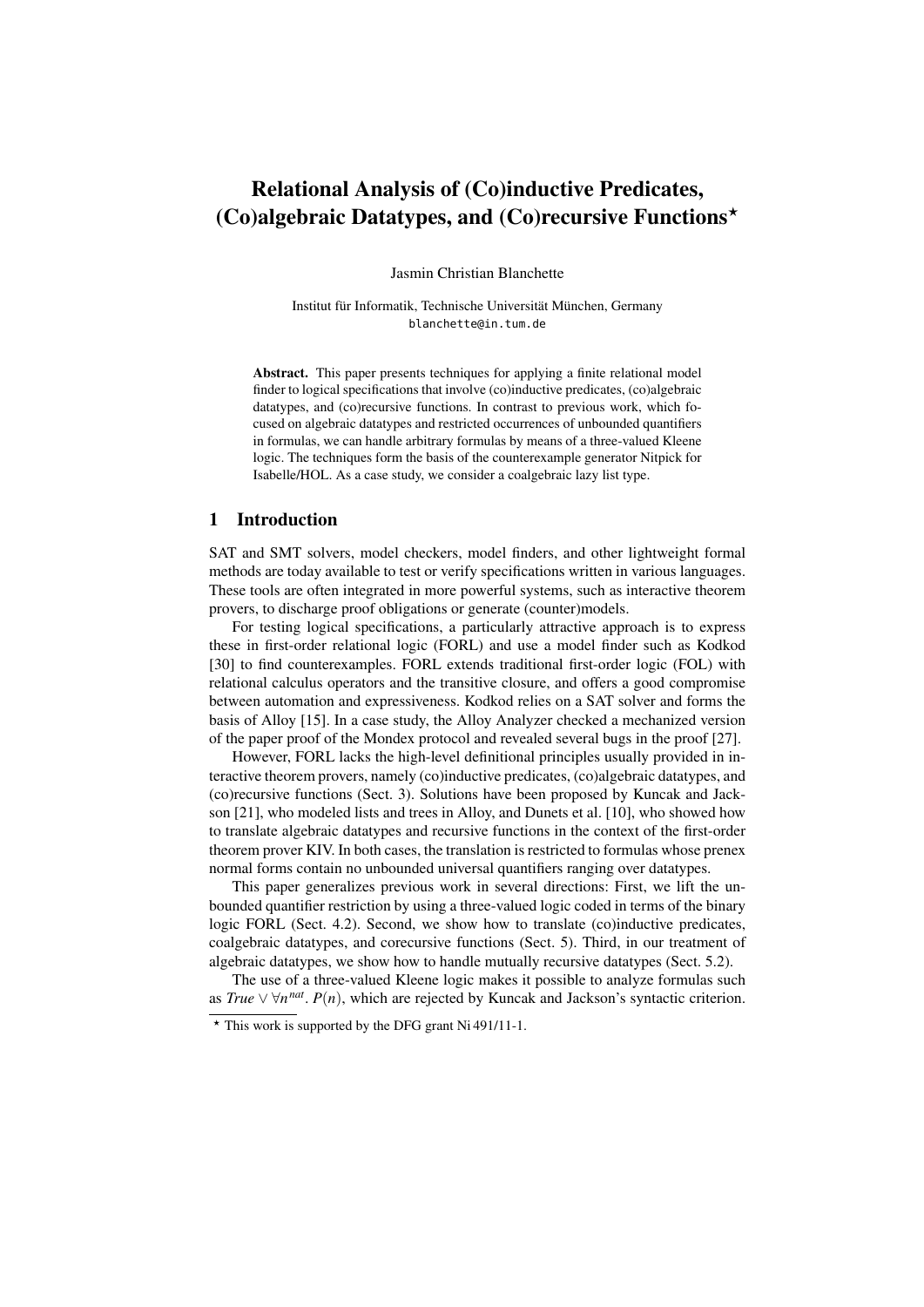# Relational Analysis of (Co)inductive Predicates, (Co)algebraic Datatypes, and (Co)recursive Functions*

Jasmin Christian Blanchette

Institut für Informatik, Technische Universität München, Germany
blanchette@in.tum.de

**Abstract.** This paper presents techniques for applying a finite relational model finder to logical specifications that involve (co)inductive predicates, (co)algebraic datatypes, and (co)recursive functions. In contrast to previous work, which focused on algebraic datatypes and restricted occurrences of unbounded quantifiers in formulas, we can handle arbitrary formulas by means of a three-valued Kleene logic. The techniques form the basis of the counterexample generator Nitpick for Isabelle/HOL. As a case study, we consider a coalgebraic lazy list type.

## 1 Introduction

SAT and SMT solvers, model checkers, model finders, and other lightweight formal methods are today available to test or verify specifications written in various languages. These tools are often integrated in more powerful systems, such as interactive theorem provers, to discharge proof obligations or generate (counter)models.

For testing logical specifications, a particularly attractive approach is to express these in first-order relational logic (FORL) and use a model finder such as Kodkod [30] to find counterexamples. FORL extends traditional first-order logic (FOL) with relational calculus operators and the transitive closure, and offers a good compromise between automation and expressiveness. Kodkod relies on a SAT solver and forms the basis of Alloy [15]. In a case study, the Alloy Analyzer checked a mechanized version of the paper proof of the Mondex protocol and revealed several bugs in the proof [27].

However, FORL lacks the high-level definitional principles usually provided in interactive theorem provers, namely (co)inductive predicates, (co)algebraic datatypes, and (co)recursive functions (Sect. 3). Solutions have been proposed by Kuncak and Jackson [21], who modeled lists and trees in Alloy, and Dunets et al. [10], who showed how to translate algebraic datatypes and recursive functions in the context of the first-order theorem prover KIV. In both cases, the translation is restricted to formulas whose prenex normal forms contain no unbounded universal quantifiers ranging over datatypes.

This paper generalizes previous work in several directions: First, we lift the unbounded quantifier restriction by using a three-valued logic coded in terms of the binary logic FORL (Sect. 4.2). Second, we show how to translate (co)inductive predicates, coalgebraic datatypes, and corecursive functions (Sect. 5). Third, in our treatment of algebraic datatypes, we show how to handle mutually recursive datatypes (Sect. 5.2).

The use of a three-valued Kleene logic makes it possible to analyze formulas such as $\mathit{True} \vee \forall n^{nat}.\ P(n)$, which are rejected by Kuncak and Jackson's syntactic criterion.

* This work is supported by the DFG grant Ni 491/11-1.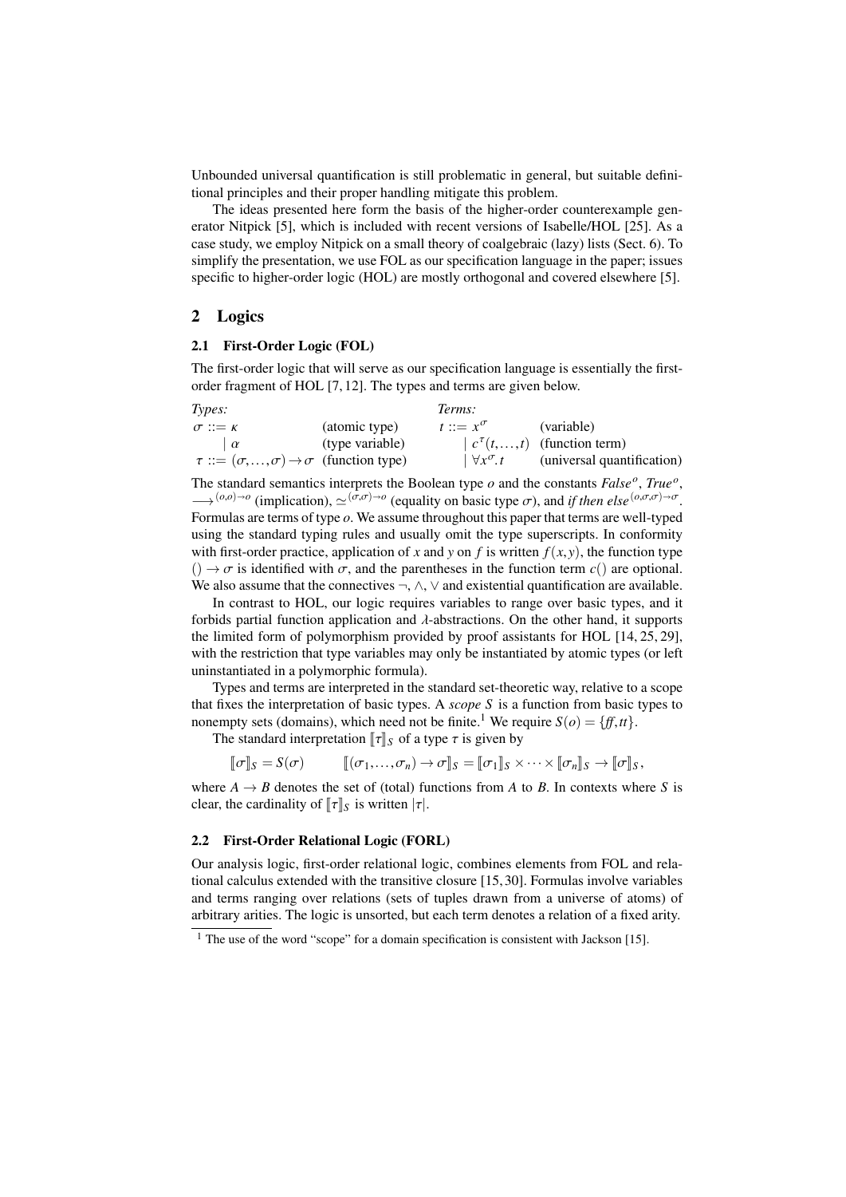Unbounded universal quantification is still problematic in general, but suitable definitional principles and their proper handling mitigate this problem.

The ideas presented here form the basis of the higher-order counterexample generator Nitpick [5], which is included with recent versions of Isabelle/HOL [25]. As a case study, we employ Nitpick on a small theory of coalgebraic (lazy) lists (Sect. 6). To simplify the presentation, we use FOL as our specification language in the paper; issues specific to higher-order logic (HOL) are mostly orthogonal and covered elsewhere [5].

## 2 Logics

### 2.1 First-Order Logic (FOL)

The first-order logic that will serve as our specification language is essentially the first-order fragment of HOL [7, 12]. The types and terms are given below.

| *Types:* | | *Terms:* | |
|---|---|---|---|
| $\sigma ::= \kappa$ | (atomic type) | $t ::= x^{\sigma}$ | (variable) |
| $\quad \mid \alpha$ | (type variable) | $\quad \mid c^{\tau}(t,\ldots,t)$ | (function term) |
| $\tau ::= (\sigma,\ldots,\sigma) \to \sigma$ | (function type) | $\quad \mid \forall x^{\sigma}.\, t$ | (universal quantification) |

The standard semantics interprets the Boolean type $o$ and the constants $\mathit{False}^{o}$, $\mathit{True}^{o}$, $\longrightarrow^{(o,o)\to o}$ (implication), $\simeq^{(\sigma,\sigma)\to o}$ (equality on basic type $\sigma$), and $\mathit{if\ then\ else}^{(o,\sigma,\sigma)\to\sigma}$. Formulas are terms of type $o$. We assume throughout this paper that terms are well-typed using the standard typing rules and usually omit the type superscripts. In conformity with first-order practice, application of $x$ and $y$ on $f$ is written $f(x,y)$, the function type $() \to \sigma$ is identified with $\sigma$, and the parentheses in the function term $c()$ are optional. We also assume that the connectives $\neg$, $\wedge$, $\vee$ and existential quantification are available.

In contrast to HOL, our logic requires variables to range over basic types, and it forbids partial function application and $\lambda$-abstractions. On the other hand, it supports the limited form of polymorphism provided by proof assistants for HOL [14, 25, 29], with the restriction that type variables may only be instantiated by atomic types (or left uninstantiated in a polymorphic formula).

Types and terms are interpreted in the standard set-theoretic way, relative to a scope that fixes the interpretation of basic types. A *scope* $S$ is a function from basic types to nonempty sets (domains), which need not be finite.[1] We require $S(o) = \{\mathit{ff}, \mathit{tt}\}$.

The standard interpretation $[\![\tau]\!]_S$ of a type $\tau$ is given by

$$[\![\sigma]\!]_S = S(\sigma) \qquad [\![(\sigma_1,\ldots,\sigma_n) \to \sigma]\!]_S = [\![\sigma_1]\!]_S \times \cdots \times [\![\sigma_n]\!]_S \to [\![\sigma]\!]_S,$$

where $A \to B$ denotes the set of (total) functions from $A$ to $B$. In contexts where $S$ is clear, the cardinality of $[\![\tau]\!]_S$ is written $|\tau|$.

### 2.2 First-Order Relational Logic (FORL)

Our analysis logic, first-order relational logic, combines elements from FOL and relational calculus extended with the transitive closure [15, 30]. Formulas involve variables and terms ranging over relations (sets of tuples drawn from a universe of atoms) of arbitrary arities. The logic is unsorted, but each term denotes a relation of a fixed arity.

[1] The use of the word "scope" for a domain specification is consistent with Jackson [15].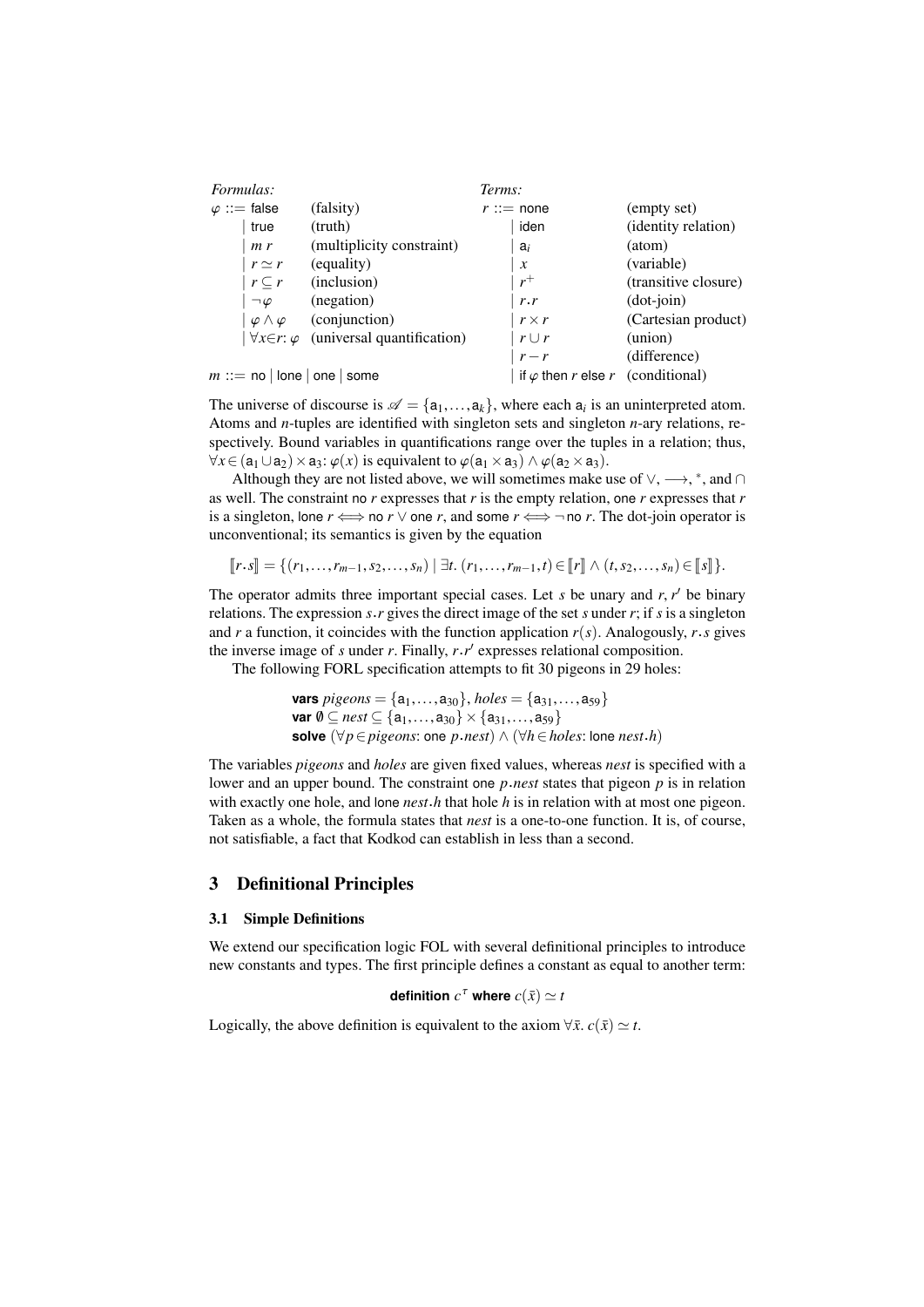| *Formulas:* | | *Terms:* | |
|---|---|---|---|
| $\varphi ::= \mathsf{false}$ | (falsity) | $r ::= \mathsf{none}$ | (empty set) |
| $\mid \mathsf{true}$ | (truth) | $\mid \mathsf{iden}$ | (identity relation) |
| $\mid m\ r$ | (multiplicity constraint) | $\mid \mathsf{a}_i$ | (atom) |
| $\mid r \simeq r$ | (equality) | $\mid x$ | (variable) |
| $\mid r \subseteq r$ | (inclusion) | $\mid r^+$ | (transitive closure) |
| $\mid \neg\varphi$ | (negation) | $\mid r.r$ | (dot-join) |
| $\mid \varphi \wedge \varphi$ | (conjunction) | $\mid r \times r$ | (Cartesian product) |
| $\mid \forall x \in r \colon \varphi$ | (universal quantification) | $\mid r \cup r$ | (union) |
| | | $\mid r - r$ | (difference) |
| $m ::= \mathsf{no} \mid \mathsf{lone} \mid \mathsf{one} \mid \mathsf{some}$ | | $\mid \mathsf{if}\ \varphi\ \mathsf{then}\ r\ \mathsf{else}\ r$ | (conditional) |

The universe of discourse is $\mathscr{A} = \{\mathsf{a}_1, \ldots, \mathsf{a}_k\}$, where each $\mathsf{a}_i$ is an uninterpreted atom. Atoms and $n$-tuples are identified with singleton sets and singleton $n$-ary relations, respectively. Bound variables in quantifications range over the tuples in a relation; thus, $\forall x \in (\mathsf{a}_1 \cup \mathsf{a}_2) \times \mathsf{a}_3 \colon \varphi(x)$ is equivalent to $\varphi(\mathsf{a}_1 \times \mathsf{a}_3) \wedge \varphi(\mathsf{a}_2 \times \mathsf{a}_3)$.

Although they are not listed above, we will sometimes make use of $\vee$, $\longrightarrow$, $^*$, and $\cap$ as well. The constraint $\mathsf{no}\ r$ expresses that $r$ is the empty relation, $\mathsf{one}\ r$ expresses that $r$ is a singleton, $\mathsf{lone}\ r \iff \mathsf{no}\ r \vee \mathsf{one}\ r$, and $\mathsf{some}\ r \iff \neg\, \mathsf{no}\ r$. The dot-join operator is unconventional; its semantics is given by the equation

$$[\![r.s]\!] = \{(r_1, \ldots, r_{m-1}, s_2, \ldots, s_n) \mid \exists t.\ (r_1, \ldots, r_{m-1}, t) \in [\![r]\!] \wedge (t, s_2, \ldots, s_n) \in [\![s]\!]\}.$$

The operator admits three important special cases. Let $s$ be unary and $r$, $r'$ be binary relations. The expression $s.r$ gives the direct image of the set $s$ under $r$; if $s$ is a singleton and $r$ a function, it coincides with the function application $r(s)$. Analogously, $r.s$ gives the inverse image of $s$ under $r$. Finally, $r.r'$ expresses relational composition.

The following FORL specification attempts to fit 30 pigeons in 29 holes:

$$\textbf{vars}\ \mathit{pigeons} = \{\mathsf{a}_1, \ldots, \mathsf{a}_{30}\},\ \mathit{holes} = \{\mathsf{a}_{31}, \ldots, \mathsf{a}_{59}\}$$
$$\textbf{var}\ \emptyset \subseteq \mathit{nest} \subseteq \{\mathsf{a}_1, \ldots, \mathsf{a}_{30}\} \times \{\mathsf{a}_{31}, \ldots, \mathsf{a}_{59}\}$$
$$\textbf{solve}\ (\forall p \in \mathit{pigeons} \colon \mathsf{one}\ p.\mathit{nest}) \wedge (\forall h \in \mathit{holes} \colon \mathsf{lone}\ \mathit{nest}.h)$$

The variables *pigeons* and *holes* are given fixed values, whereas *nest* is specified with a lower and an upper bound. The constraint $\mathsf{one}\ p.\mathit{nest}$ states that pigeon $p$ is in relation with exactly one hole, and $\mathsf{lone}\ \mathit{nest}.h$ that hole $h$ is in relation with at most one pigeon. Taken as a whole, the formula states that *nest* is a one-to-one function. It is, of course, not satisfiable, a fact that Kodkod can establish in less than a second.

## 3 Definitional Principles

### 3.1 Simple Definitions

We extend our specification logic FOL with several definitional principles to introduce new constants and types. The first principle defines a constant as equal to another term:

$$\textbf{definition}\ c^{\tau}\ \textbf{where}\ c(\bar{x}) \simeq t$$

Logically, the above definition is equivalent to the axiom $\forall \bar{x}.\ c(\bar{x}) \simeq t$.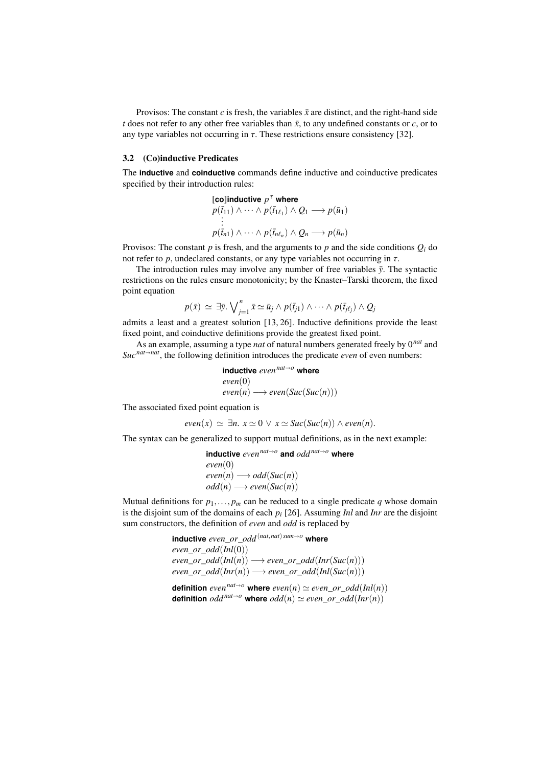Provisos: The constant $c$ is fresh, the variables $\bar{x}$ are distinct, and the right-hand side $t$ does not refer to any other free variables than $\bar{x}$, to any undefined constants or $c$, or to any type variables not occurring in $\tau$. These restrictions ensure consistency [32].

### 3.2 (Co)inductive Predicates

The **inductive** and **coinductive** commands define inductive and coinductive predicates specified by their introduction rules:

$$
\begin{array}{l}
\textbf{[co]inductive } p^{\tau} \textbf{ where} \\
p(\bar{t}_{11}) \wedge \cdots \wedge p(\bar{t}_{1\ell_1}) \wedge Q_1 \longrightarrow p(\bar{u}_1) \\
\quad \vdots \\
p(\bar{t}_{n1}) \wedge \cdots \wedge p(\bar{t}_{n\ell_n}) \wedge Q_n \longrightarrow p(\bar{u}_n)
\end{array}
$$

Provisos: The constant $p$ is fresh, and the arguments to $p$ and the side conditions $Q_i$ do not refer to $p$, undeclared constants, or any type variables not occurring in $\tau$.

The introduction rules may involve any number of free variables $\bar{y}$. The syntactic restrictions on the rules ensure monotonicity; by the Knaster–Tarski theorem, the fixed point equation

$$p(\bar{x}) \simeq \exists \bar{y}. \bigvee_{j=1}^{n} \bar{x} \simeq \bar{u}_j \wedge p(\bar{t}_{j1}) \wedge \cdots \wedge p(\bar{t}_{j\ell_j}) \wedge Q_j$$

admits a least and a greatest solution [13, 26]. Inductive definitions provide the least fixed point, and coinductive definitions provide the greatest fixed point.

As an example, assuming a type *nat* of natural numbers generated freely by $0^{nat}$ and $Suc^{nat \to nat}$, the following definition introduces the predicate *even* of even numbers:

$$
\begin{array}{l}
\textbf{inductive } even^{nat \to o} \textbf{ where} \\
even(0) \\
even(n) \longrightarrow even(Suc(Suc(n)))
\end{array}
$$

The associated fixed point equation is

$$even(x) \simeq \exists n.\ x \simeq 0 \vee x \simeq Suc(Suc(n)) \wedge even(n).$$

The syntax can be generalized to support mutual definitions, as in the next example:

$$
\begin{array}{l}
\textbf{inductive } even^{nat \to o} \textbf{ and } odd^{nat \to o} \textbf{ where} \\
even(0) \\
even(n) \longrightarrow odd(Suc(n)) \\
odd(n) \longrightarrow even(Suc(n))
\end{array}
$$

Mutual definitions for $p_1, \ldots, p_m$ can be reduced to a single predicate $q$ whose domain is the disjoint sum of the domains of each $p_i$ [26]. Assuming *Inl* and *Inr* are the disjoint sum constructors, the definition of *even* and *odd* is replaced by

$$
\begin{array}{l}
\textbf{inductive } even\_or\_odd^{(nat, nat)\,sum \to o} \textbf{ where} \\
even\_or\_odd(Inl(0)) \\
even\_or\_odd(Inl(n)) \longrightarrow even\_or\_odd(Inr(Suc(n))) \\
even\_or\_odd(Inr(n)) \longrightarrow even\_or\_odd(Inl(Suc(n))) \\[1ex]
\textbf{definition } even^{nat \to o} \textbf{ where } even(n) \simeq even\_or\_odd(Inl(n)) \\
\textbf{definition } odd^{nat \to o} \textbf{ where } odd(n) \simeq even\_or\_odd(Inr(n))
\end{array}
$$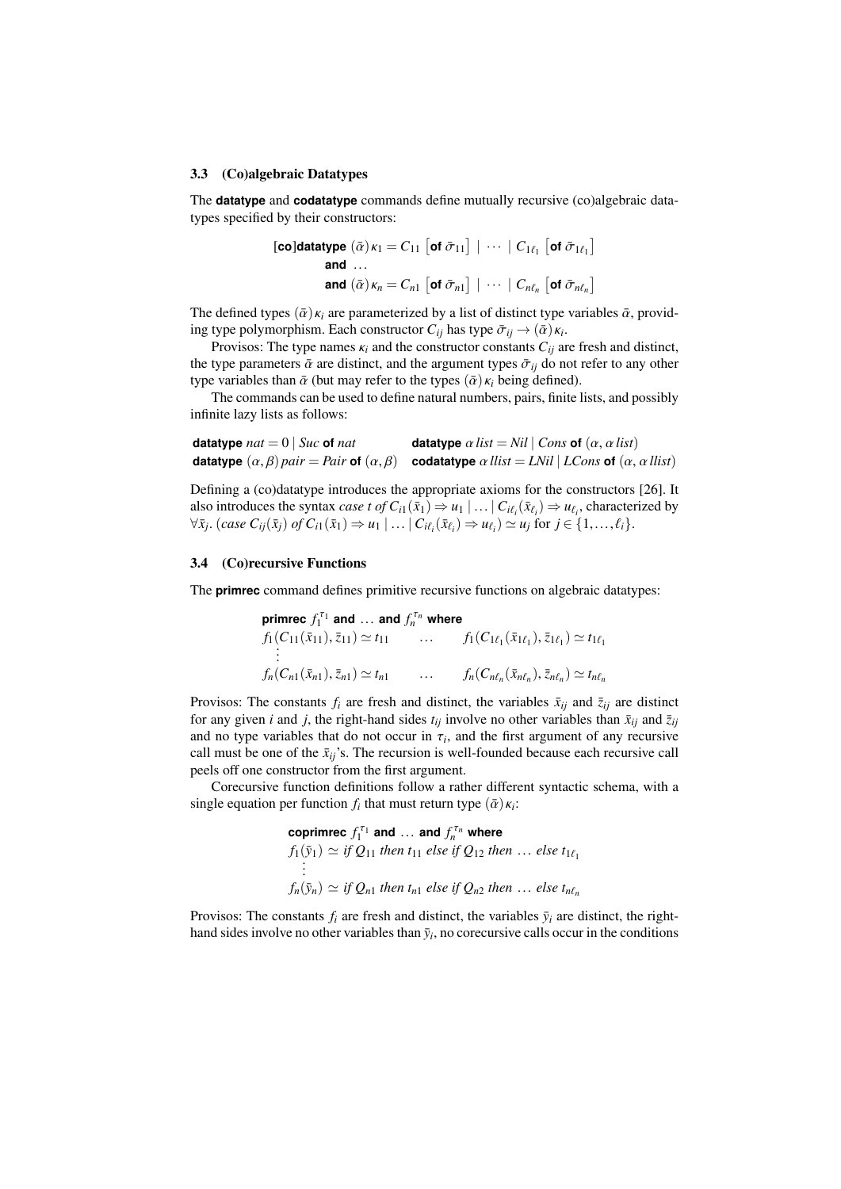### 3.3 (Co)algebraic Datatypes

The **datatype** and **codatatype** commands define mutually recursive (co)algebraic datatypes specified by their constructors:

$$
\begin{array}{l}
[\textbf{co}]\textbf{datatype}\ (\bar{\alpha})\,\kappa_1 = C_{11}\ \left[\textbf{of}\ \bar{\sigma}_{11}\right]\ |\ \cdots\ |\ C_{1\ell_1}\ \left[\textbf{of}\ \bar{\sigma}_{1\ell_1}\right] \\
\qquad\quad \textbf{and}\ \ldots \\
\qquad\quad \textbf{and}\ (\bar{\alpha})\,\kappa_n = C_{n1}\ \left[\textbf{of}\ \bar{\sigma}_{n1}\right]\ |\ \cdots\ |\ C_{n\ell_n}\ \left[\textbf{of}\ \bar{\sigma}_{n\ell_n}\right]
\end{array}
$$

The defined types $(\bar{\alpha})\,\kappa_i$ are parameterized by a list of distinct type variables $\bar{\alpha}$, providing type polymorphism. Each constructor $C_{ij}$ has type $\bar{\sigma}_{ij} \to (\bar{\alpha})\,\kappa_i$.

Provisos: The type names $\kappa_i$ and the constructor constants $C_{ij}$ are fresh and distinct, the type parameters $\bar{\alpha}$ are distinct, and the argument types $\bar{\sigma}_{ij}$ do not refer to any other type variables than $\bar{\alpha}$ (but may refer to the types $(\bar{\alpha})\,\kappa_i$ being defined).

The commands can be used to define natural numbers, pairs, finite lists, and possibly infinite lazy lists as follows:

$$
\begin{array}{ll}
\textbf{datatype}\ nat = 0\ |\ Suc\ \textbf{of}\ nat & \textbf{datatype}\ \alpha\,list = Nil\ |\ Cons\ \textbf{of}\ (\alpha, \alpha\,list) \\
\textbf{datatype}\ (\alpha,\beta)\,pair = Pair\ \textbf{of}\ (\alpha,\beta) & \textbf{codatatype}\ \alpha\,llist = LNil\ |\ LCons\ \textbf{of}\ (\alpha, \alpha\,llist)
\end{array}
$$

Defining a (co)datatype introduces the appropriate axioms for the constructors [26]. It also introduces the syntax $case\ t\ of\ C_{i1}(\bar{x}_1) \Rightarrow u_1\ |\ \ldots\ |\ C_{i\ell_i}(\bar{x}_{\ell_i}) \Rightarrow u_{\ell_i}$, characterized by $\forall \bar{x}_j.\ (case\ C_{ij}(\bar{x}_j)\ of\ C_{i1}(\bar{x}_1) \Rightarrow u_1\ |\ \ldots\ |\ C_{i\ell_i}(\bar{x}_{\ell_i}) \Rightarrow u_{\ell_i}) \simeq u_j$ for $j \in \{1,\ldots,\ell_i\}$.

### 3.4 (Co)recursive Functions

The **primrec** command defines primitive recursive functions on algebraic datatypes:

$$
\begin{array}{lll}
\multicolumn{3}{l}{\textbf{primrec}\ f_1^{\tau_1}\ \textbf{and}\ \ldots\ \textbf{and}\ f_n^{\tau_n}\ \textbf{where}} \\
f_1(C_{11}(\bar{x}_{11}), \bar{z}_{11}) \simeq t_{11} & \ldots & f_1(C_{1\ell_1}(\bar{x}_{1\ell_1}), \bar{z}_{1\ell_1}) \simeq t_{1\ell_1} \\
\vdots & & \\
f_n(C_{n1}(\bar{x}_{n1}), \bar{z}_{n1}) \simeq t_{n1} & \ldots & f_n(C_{n\ell_n}(\bar{x}_{n\ell_n}), \bar{z}_{n\ell_n}) \simeq t_{n\ell_n}
\end{array}
$$

Provisos: The constants $f_i$ are fresh and distinct, the variables $\bar{x}_{ij}$ and $\bar{z}_{ij}$ are distinct for any given $i$ and $j$, the right-hand sides $t_{ij}$ involve no other variables than $\bar{x}_{ij}$ and $\bar{z}_{ij}$ and no type variables that do not occur in $\tau_i$, and the first argument of any recursive call must be one of the $\bar{x}_{ij}$'s. The recursion is well-founded because each recursive call peels off one constructor from the first argument.

Corecursive function definitions follow a rather different syntactic schema, with a single equation per function $f_i$ that must return type $(\bar{\alpha})\,\kappa_i$:

$$
\begin{array}{l}
\textbf{coprimrec}\ f_1^{\tau_1}\ \textbf{and}\ \ldots\ \textbf{and}\ f_n^{\tau_n}\ \textbf{where} \\
f_1(\bar{y}_1) \simeq if\ Q_{11}\ then\ t_{11}\ else\ if\ Q_{12}\ then\ \ldots\ else\ t_{1\ell_1} \\
\quad\vdots \\
f_n(\bar{y}_n) \simeq if\ Q_{n1}\ then\ t_{n1}\ else\ if\ Q_{n2}\ then\ \ldots\ else\ t_{n\ell_n}
\end{array}
$$

Provisos: The constants $f_i$ are fresh and distinct, the variables $\bar{y}_i$ are distinct, the right-hand sides involve no other variables than $\bar{y}_i$, no corecursive calls occur in the conditions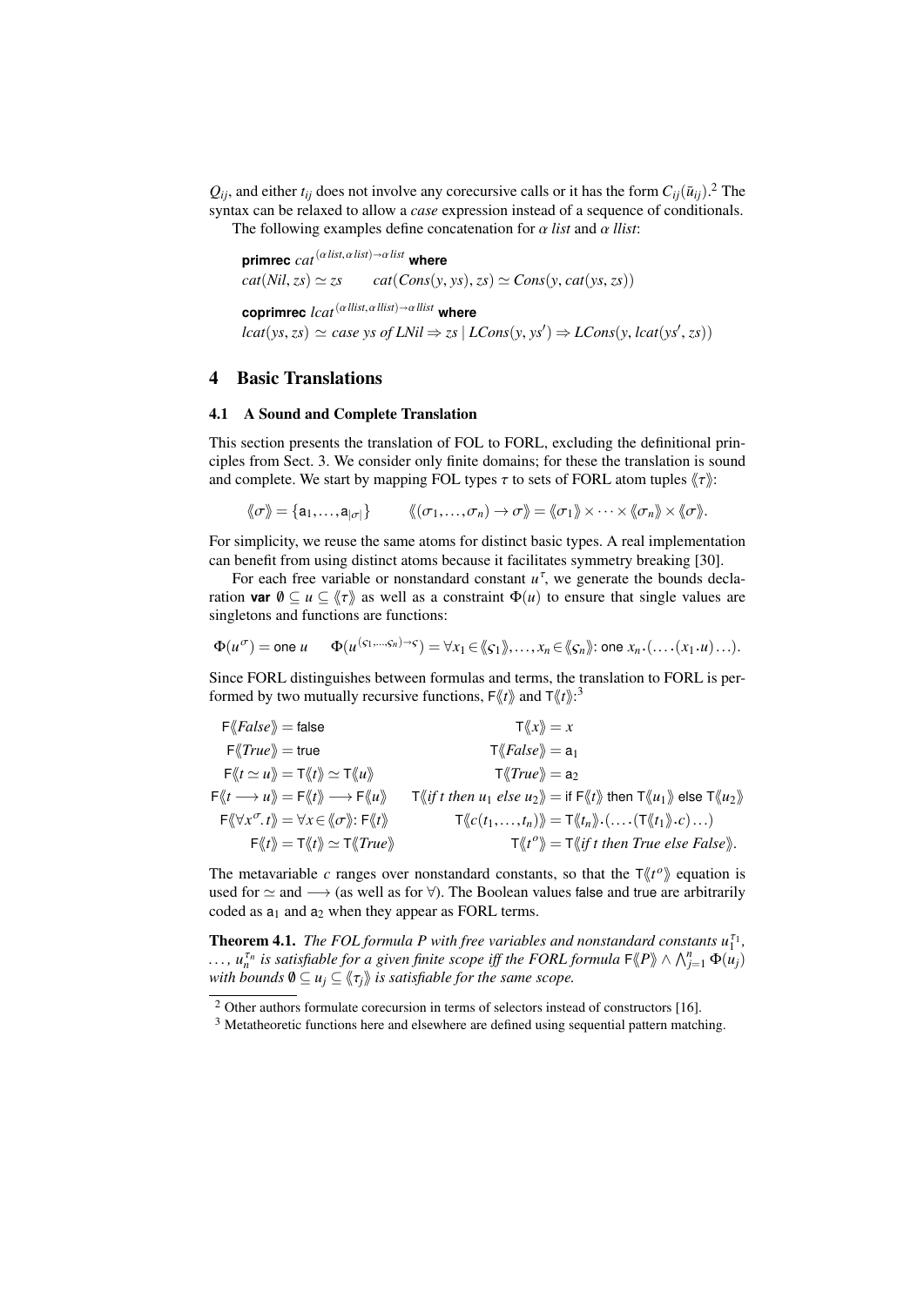$Q_{ij}$, and either $t_{ij}$ does not involve any corecursive calls or it has the form $C_{ij}(\bar{u}_{ij})$.[2] The syntax can be relaxed to allow a *case* expression instead of a sequence of conditionals.

The following examples define concatenation for $\alpha$ *list* and $\alpha$ *llist*:

**primrec** $cat^{(\alpha\, list, \alpha\, list) \to \alpha\, list}$ **where**
$cat(Nil, zs) \simeq zs \qquad cat(Cons(y, ys), zs) \simeq Cons(y, cat(ys, zs))$

**coprimrec** $lcat^{(\alpha\, llist, \alpha\, llist) \to \alpha\, llist}$ **where**
$lcat(ys, zs) \simeq case\ ys\ of\ LNil \Rightarrow zs \mid LCons(y, ys') \Rightarrow LCons(y, lcat(ys', zs))$

## 4 Basic Translations

### 4.1 A Sound and Complete Translation

This section presents the translation of FOL to FORL, excluding the definitional principles from Sect. 3. We consider only finite domains; for these the translation is sound and complete. We start by mapping FOL types $\tau$ to sets of FORL atom tuples $\langle\!\langle \tau \rangle\!\rangle$:

$$\langle\!\langle \sigma \rangle\!\rangle = \{\mathsf{a}_1, \ldots, \mathsf{a}_{|\sigma|}\} \qquad \langle\!\langle (\sigma_1, \ldots, \sigma_n) \to \sigma \rangle\!\rangle = \langle\!\langle \sigma_1 \rangle\!\rangle \times \cdots \times \langle\!\langle \sigma_n \rangle\!\rangle \times \langle\!\langle \sigma \rangle\!\rangle.$$

For simplicity, we reuse the same atoms for distinct basic types. A real implementation can benefit from using distinct atoms because it facilitates symmetry breaking [30].

For each free variable or nonstandard constant $u^{\tau}$, we generate the bounds declaration **var** $\emptyset \subseteq u \subseteq \langle\!\langle \tau \rangle\!\rangle$ as well as a constraint $\Phi(u)$ to ensure that single values are singletons and functions are functions:

$$\Phi(u^{\sigma}) = \mathsf{one}\ u \qquad \Phi(u^{(\varsigma_1, \ldots, \varsigma_n) \to \varsigma}) = \forall x_1 \in \langle\!\langle \varsigma_1 \rangle\!\rangle, \ldots, x_n \in \langle\!\langle \varsigma_n \rangle\!\rangle\text{: } \mathsf{one}\ x_n.(\ldots.(x_1.u)\ldots).$$

Since FORL distinguishes between formulas and terms, the translation to FORL is performed by two mutually recursive functions, $\mathsf{F}\langle\!\langle t \rangle\!\rangle$ and $\mathsf{T}\langle\!\langle t \rangle\!\rangle$:[3]

$$\begin{aligned}
&\mathsf{F}\langle\!\langle False \rangle\!\rangle = \mathsf{false} && \mathsf{T}\langle\!\langle x \rangle\!\rangle = x \\
&\mathsf{F}\langle\!\langle True \rangle\!\rangle = \mathsf{true} && \mathsf{T}\langle\!\langle False \rangle\!\rangle = \mathsf{a}_1 \\
&\mathsf{F}\langle\!\langle t \simeq u \rangle\!\rangle = \mathsf{T}\langle\!\langle t \rangle\!\rangle \simeq \mathsf{T}\langle\!\langle u \rangle\!\rangle && \mathsf{T}\langle\!\langle True \rangle\!\rangle = \mathsf{a}_2 \\
&\mathsf{F}\langle\!\langle t \longrightarrow u \rangle\!\rangle = \mathsf{F}\langle\!\langle t \rangle\!\rangle \longrightarrow \mathsf{F}\langle\!\langle u \rangle\!\rangle && \mathsf{T}\langle\!\langle if\ t\ then\ u_1\ else\ u_2 \rangle\!\rangle = \mathsf{if}\ \mathsf{F}\langle\!\langle t \rangle\!\rangle\ \mathsf{then}\ \mathsf{T}\langle\!\langle u_1 \rangle\!\rangle\ \mathsf{else}\ \mathsf{T}\langle\!\langle u_2 \rangle\!\rangle \\
&\mathsf{F}\langle\!\langle \forall x^{\sigma}.\, t \rangle\!\rangle = \forall x \in \langle\!\langle \sigma \rangle\!\rangle\text{: } \mathsf{F}\langle\!\langle t \rangle\!\rangle && \mathsf{T}\langle\!\langle c(t_1, \ldots, t_n) \rangle\!\rangle = \mathsf{T}\langle\!\langle t_n \rangle\!\rangle.(\ldots.(\mathsf{T}\langle\!\langle t_1 \rangle\!\rangle.c)\ldots) \\
&\mathsf{F}\langle\!\langle t \rangle\!\rangle = \mathsf{T}\langle\!\langle t \rangle\!\rangle \simeq \mathsf{T}\langle\!\langle True \rangle\!\rangle && \mathsf{T}\langle\!\langle t^{o} \rangle\!\rangle = \mathsf{T}\langle\!\langle if\ t\ then\ True\ else\ False \rangle\!\rangle.
\end{aligned}$$

The metavariable $c$ ranges over nonstandard constants, so that the $\mathsf{T}\langle\!\langle t^{o} \rangle\!\rangle$ equation is used for $\simeq$ and $\longrightarrow$ (as well as for $\forall$). The Boolean values false and true are arbitrarily coded as $\mathsf{a}_1$ and $\mathsf{a}_2$ when they appear as FORL terms.

**Theorem 4.1.** *The FOL formula $P$ with free variables and nonstandard constants $u_1^{\tau_1}$, $\ldots$, $u_n^{\tau_n}$ is satisfiable for a given finite scope iff the FORL formula $\mathsf{F}\langle\!\langle P \rangle\!\rangle \wedge \bigwedge_{j=1}^{n} \Phi(u_j)$ with bounds $\emptyset \subseteq u_j \subseteq \langle\!\langle \tau_j \rangle\!\rangle$ is satisfiable for the same scope.*

---

[2] Other authors formulate corecursion in terms of selectors instead of constructors [16].

[3] Metatheoretic functions here and elsewhere are defined using sequential pattern matching.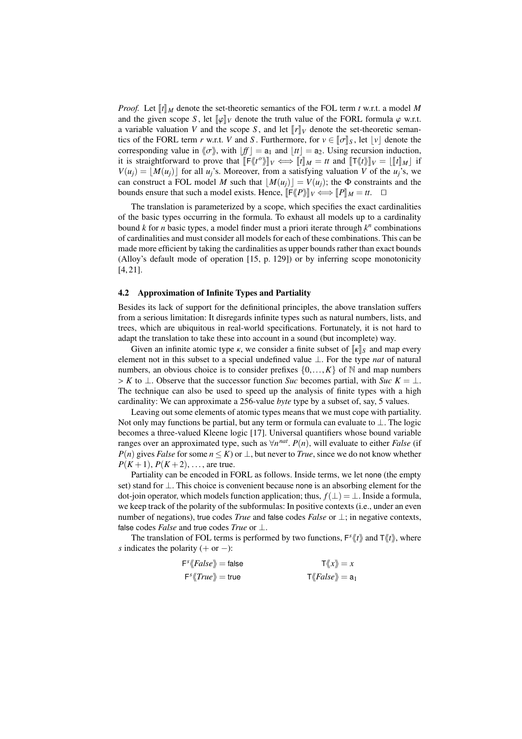*Proof.* Let $[\![t]\!]_M$ denote the set-theoretic semantics of the FOL term $t$ w.r.t. a model $M$ and the given scope $S$, let $[\![\varphi]\!]_V$ denote the truth value of the FORL formula $\varphi$ w.r.t. a variable valuation $V$ and the scope $S$, and let $[\![r]\!]_V$ denote the set-theoretic semantics of the FORL term $r$ w.r.t. $V$ and $S$. Furthermore, for $v \in [\![\sigma]\!]_S$, let $\lfloor v \rfloor$ denote the corresponding value in $\langle\!\langle \sigma \rangle\!\rangle$, with $\lfloor f\!f \rfloor = \mathsf{a}_1$ and $\lfloor tt \rfloor = \mathsf{a}_2$. Using recursion induction, it is straightforward to prove that $[\![\mathsf{F}\langle\!\langle t^o \rangle\!\rangle]\!]_V \iff [\![t]\!]_M = tt$ and $[\![\mathsf{T}\langle\!\langle t \rangle\!\rangle]\!]_V = \lfloor [\![t]\!]_M \rfloor$ if $V(u_j) = \lfloor M(u_j) \rfloor$ for all $u_j$'s. Moreover, from a satisfying valuation $V$ of the $u_j$'s, we can construct a FOL model $M$ such that $\lfloor M(u_j) \rfloor = V(u_j)$; the $\Phi$ constraints and the bounds ensure that such a model exists. Hence, $[\![\mathsf{F}\langle\!\langle P \rangle\!\rangle]\!]_V \iff [\![P]\!]_M = tt$. $\square$

The translation is parameterized by a scope, which specifies the exact cardinalities of the basic types occurring in the formula. To exhaust all models up to a cardinality bound $k$ for $n$ basic types, a model finder must a priori iterate through $k^n$ combinations of cardinalities and must consider all models for each of these combinations. This can be made more efficient by taking the cardinalities as upper bounds rather than exact bounds (Alloy's default mode of operation [15, p. 129]) or by inferring scope monotonicity [4, 21].

### 4.2 Approximation of Infinite Types and Partiality

Besides its lack of support for the definitional principles, the above translation suffers from a serious limitation: It disregards infinite types such as natural numbers, lists, and trees, which are ubiquitous in real-world specifications. Fortunately, it is not hard to adapt the translation to take these into account in a sound (but incomplete) way.

Given an infinite atomic type $\kappa$, we consider a finite subset of $[\![\kappa]\!]_S$ and map every element not in this subset to a special undefined value $\bot$. For the type *nat* of natural numbers, an obvious choice is to consider prefixes $\{0,\ldots,K\}$ of $\mathbb{N}$ and map numbers $> K$ to $\bot$. Observe that the successor function *Suc* becomes partial, with $Suc\ K = \bot$. The technique can also be used to speed up the analysis of finite types with a high cardinality: We can approximate a 256-value *byte* type by a subset of, say, 5 values.

Leaving out some elements of atomic types means that we must cope with partiality. Not only may functions be partial, but any term or formula can evaluate to $\bot$. The logic becomes a three-valued Kleene logic [17]. Universal quantifiers whose bound variable ranges over an approximated type, such as $\forall n^{nat}.\ P(n)$, will evaluate to either *False* (if $P(n)$ gives *False* for some $n \le K$) or $\bot$, but never to *True*, since we do not know whether $P(K+1)$, $P(K+2)$, ..., are true.

Partiality can be encoded in FORL as follows. Inside terms, we let none (the empty set) stand for $\bot$. This choice is convenient because none is an absorbing element for the dot-join operator, which models function application; thus, $f(\bot) = \bot$. Inside a formula, we keep track of the polarity of the subformulas: In positive contexts (i.e., under an even number of negations), true codes *True* and false codes *False* or $\bot$; in negative contexts, false codes *False* and true codes *True* or $\bot$.

The translation of FOL terms is performed by two functions, $\mathsf{F}^s\langle\!\langle t \rangle\!\rangle$ and $\mathsf{T}\langle\!\langle t \rangle\!\rangle$, where $s$ indicates the polarity ($+$ or $-$):

$$\mathsf{F}^s\langle\!\langle \mathit{False} \rangle\!\rangle = \mathsf{false} \qquad\qquad \mathsf{T}\langle\!\langle x \rangle\!\rangle = x$$

$$\mathsf{F}^s\langle\!\langle \mathit{True} \rangle\!\rangle = \mathsf{true} \qquad\qquad \mathsf{T}\langle\!\langle \mathit{False} \rangle\!\rangle = \mathsf{a}_1$$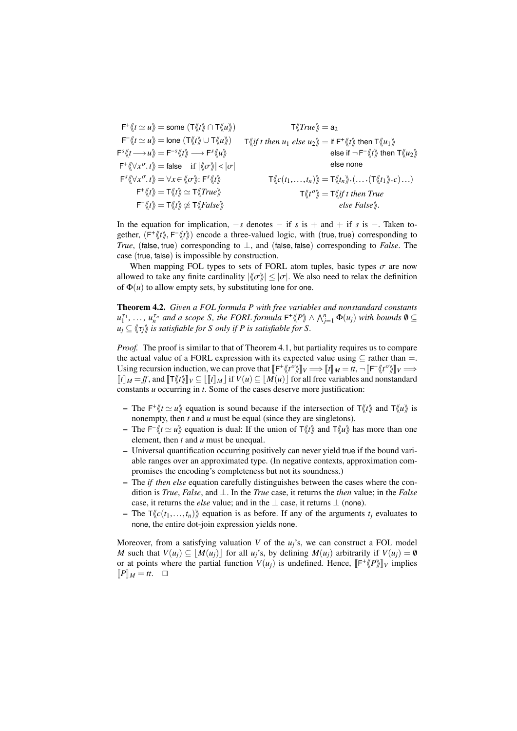$$
\begin{aligned}
\mathsf{F}^{+}\langle\!\langle t \simeq u \rangle\!\rangle &= \mathsf{some}\ (\mathsf{T}\langle\!\langle t \rangle\!\rangle \cap \mathsf{T}\langle\!\langle u \rangle\!\rangle) \\
\mathsf{F}^{-}\langle\!\langle t \simeq u \rangle\!\rangle &= \mathsf{lone}\ (\mathsf{T}\langle\!\langle t \rangle\!\rangle \cup \mathsf{T}\langle\!\langle u \rangle\!\rangle) \\
\mathsf{F}^{s}\langle\!\langle t \longrightarrow u \rangle\!\rangle &= \mathsf{F}^{-s}\langle\!\langle t \rangle\!\rangle \longrightarrow \mathsf{F}^{s}\langle\!\langle u \rangle\!\rangle \\
\mathsf{F}^{+}\langle\!\langle \forall x^{\sigma}.\, t \rangle\!\rangle &= \mathsf{false} \quad \text{if } |\langle\!\langle \sigma \rangle\!\rangle| < |\sigma| \\
\mathsf{F}^{s}\langle\!\langle \forall x^{\sigma}.\, t \rangle\!\rangle &= \forall x \in \langle\!\langle \sigma \rangle\!\rangle \colon \mathsf{F}^{s}\langle\!\langle t \rangle\!\rangle \\
\mathsf{F}^{+}\langle\!\langle t \rangle\!\rangle &= \mathsf{T}\langle\!\langle t \rangle\!\rangle \simeq \mathsf{T}\langle\!\langle \mathit{True} \rangle\!\rangle \\
\mathsf{F}^{-}\langle\!\langle t \rangle\!\rangle &= \mathsf{T}\langle\!\langle t \rangle\!\rangle \not\simeq \mathsf{T}\langle\!\langle \mathit{False} \rangle\!\rangle
\end{aligned}
$$

$$
\begin{aligned}
\mathsf{T}\langle\!\langle \mathit{True} \rangle\!\rangle &= \mathsf{a}_2 \\
\mathsf{T}\langle\!\langle \mathit{if}\ t\ \mathit{then}\ u_1\ \mathit{else}\ u_2 \rangle\!\rangle &= \mathsf{if}\ \mathsf{F}^{+}\langle\!\langle t \rangle\!\rangle\ \mathsf{then}\ \mathsf{T}\langle\!\langle u_1 \rangle\!\rangle \\
&\quad\ \mathsf{else\ if}\ \neg\,\mathsf{F}^{-}\langle\!\langle t \rangle\!\rangle\ \mathsf{then}\ \mathsf{T}\langle\!\langle u_2 \rangle\!\rangle \\
&\quad\ \mathsf{else\ none} \\
\mathsf{T}\langle\!\langle c(t_1, \ldots, t_n) \rangle\!\rangle &= \mathsf{T}\langle\!\langle t_n \rangle\!\rangle.(\ldots.(\mathsf{T}\langle\!\langle t_1 \rangle\!\rangle.c)\ldots) \\
\mathsf{T}\langle\!\langle t^{o} \rangle\!\rangle &= \mathsf{T}\langle\!\langle \mathit{if}\ t\ \mathit{then}\ \mathit{True}\ \mathit{else}\ \mathit{False} \rangle\!\rangle.
\end{aligned}
$$

In the equation for implication, $-s$ denotes $-$ if $s$ is $+$ and $+$ if $s$ is $-$. Taken together, $(\mathsf{F}^{+}\langle\!\langle t \rangle\!\rangle, \mathsf{F}^{-}\langle\!\langle t \rangle\!\rangle)$ encode a three-valued logic, with $(\mathsf{true}, \mathsf{true})$ corresponding to *True*, $(\mathsf{false}, \mathsf{true})$ corresponding to $\bot$, and $(\mathsf{false}, \mathsf{false})$ corresponding to *False*. The case $(\mathsf{true}, \mathsf{false})$ is impossible by construction.

When mapping FOL types to sets of FORL atom tuples, basic types $\sigma$ are now allowed to take any finite cardinality $|\langle\!\langle \sigma \rangle\!\rangle| \leq |\sigma|$. We also need to relax the definition of $\Phi(u)$ to allow empty sets, by substituting lone for one.

**Theorem 4.2.** *Given a FOL formula $P$ with free variables and nonstandard constants $u_1^{\tau_1}, \ldots, u_n^{\tau_n}$ and a scope $S$, the FORL formula $\mathsf{F}^{+}\langle\!\langle P \rangle\!\rangle \wedge \bigwedge_{j=1}^{n} \Phi(u_j)$ with bounds $\emptyset \subseteq u_j \subseteq \langle\!\langle \tau_j \rangle\!\rangle$ is satisfiable for $S$ only if $P$ is satisfiable for $S$.*

*Proof.* The proof is similar to that of Theorem 4.1, but partiality requires us to compare the actual value of a FORL expression with its expected value using $\subseteq$ rather than $=$. Using recursion induction, we can prove that $[\![\mathsf{F}^{+}\langle\!\langle t^{o} \rangle\!\rangle]\!]_V \Longrightarrow [\![t]\!]_M = tt$, $\neg\,[\![\mathsf{F}^{-}\langle\!\langle t^{o} \rangle\!\rangle]\!]_V \Longrightarrow [\![t]\!]_M = f\!f$, and $[\![\mathsf{T}\langle\!\langle t \rangle\!\rangle]\!]_V \subseteq \lfloor [\![t]\!]_M \rfloor$ if $V(u) \subseteq \lfloor M(u) \rfloor$ for all free variables and nonstandard constants $u$ occurring in $t$. Some of the cases deserve more justification:

- The $\mathsf{F}^{+}\langle\!\langle t \simeq u \rangle\!\rangle$ equation is sound because if the intersection of $\mathsf{T}\langle\!\langle t \rangle\!\rangle$ and $\mathsf{T}\langle\!\langle u \rangle\!\rangle$ is nonempty, then $t$ and $u$ must be equal (since they are singletons).
- The $\mathsf{F}^{-}\langle\!\langle t \simeq u \rangle\!\rangle$ equation is dual: If the union of $\mathsf{T}\langle\!\langle t \rangle\!\rangle$ and $\mathsf{T}\langle\!\langle u \rangle\!\rangle$ has more than one element, then $t$ and $u$ must be unequal.
- Universal quantification occurring positively can never yield true if the bound variable ranges over an approximated type. (In negative contexts, approximation compromises the encoding's completeness but not its soundness.)
- The *if then else* equation carefully distinguishes between the cases where the condition is *True*, *False*, and $\bot$. In the *True* case, it returns the *then* value; in the *False* case, it returns the *else* value; and in the $\bot$ case, it returns $\bot$ (none).
- The $\mathsf{T}\langle\!\langle c(t_1, \ldots, t_n) \rangle\!\rangle$ equation is as before. If any of the arguments $t_j$ evaluates to none, the entire dot-join expression yields none.

Moreover, from a satisfying valuation $V$ of the $u_j$'s, we can construct a FOL model $M$ such that $V(u_j) \subseteq \lfloor M(u_j) \rfloor$ for all $u_j$'s, by defining $M(u_j)$ arbitrarily if $V(u_j) = \emptyset$ or at points where the partial function $V(u_j)$ is undefined. Hence, $[\![\mathsf{F}^{+}\langle\!\langle P \rangle\!\rangle]\!]_V$ implies $[\![P]\!]_M = tt$. $\square$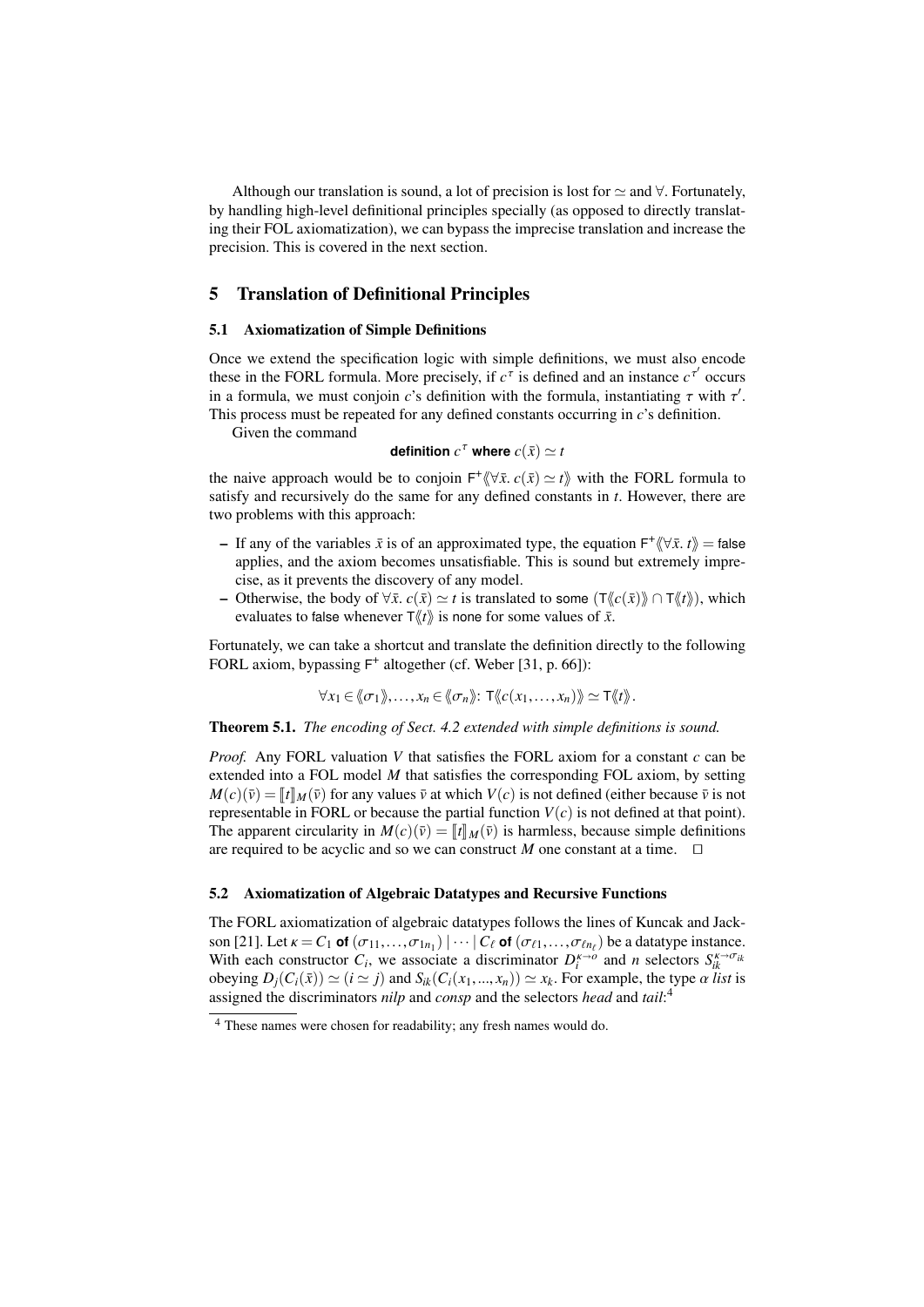Although our translation is sound, a lot of precision is lost for $\simeq$ and $\forall$. Fortunately, by handling high-level definitional principles specially (as opposed to directly translating their FOL axiomatization), we can bypass the imprecise translation and increase the precision. This is covered in the next section.

## 5 Translation of Definitional Principles

### 5.1 Axiomatization of Simple Definitions

Once we extend the specification logic with simple definitions, we must also encode these in the FORL formula. More precisely, if $c^{\tau}$ is defined and an instance $c^{\tau'}$ occurs in a formula, we must conjoin $c$'s definition with the formula, instantiating $\tau$ with $\tau'$. This process must be repeated for any defined constants occurring in $c$'s definition.

Given the command

$$\textbf{definition } c^{\tau} \textbf{ where } c(\bar{x}) \simeq t$$

the naive approach would be to conjoin $\mathsf{F}^{+}\langle\!\langle \forall \bar{x}.\ c(\bar{x}) \simeq t \rangle\!\rangle$ with the FORL formula to satisfy and recursively do the same for any defined constants in $t$. However, there are two problems with this approach:

- If any of the variables $\bar{x}$ is of an approximated type, the equation $\mathsf{F}^{+}\langle\!\langle \forall \bar{x}.\ t \rangle\!\rangle = \mathsf{false}$ applies, and the axiom becomes unsatisfiable. This is sound but extremely imprecise, as it prevents the discovery of any model.
- Otherwise, the body of $\forall \bar{x}.\ c(\bar{x}) \simeq t$ is translated to $\mathsf{some}\ (\mathsf{T}\langle\!\langle c(\bar{x}) \rangle\!\rangle \cap \mathsf{T}\langle\!\langle t \rangle\!\rangle)$, which evaluates to $\mathsf{false}$ whenever $\mathsf{T}\langle\!\langle t \rangle\!\rangle$ is $\mathsf{none}$ for some values of $\bar{x}$.

Fortunately, we can take a shortcut and translate the definition directly to the following FORL axiom, bypassing $\mathsf{F}^{+}$ altogether (cf. Weber [31, p. 66]):

$$\forall x_1 \in \langle\!\langle \sigma_1 \rangle\!\rangle, \ldots, x_n \in \langle\!\langle \sigma_n \rangle\!\rangle \colon \mathsf{T}\langle\!\langle c(x_1, \ldots, x_n) \rangle\!\rangle \simeq \mathsf{T}\langle\!\langle t \rangle\!\rangle.$$

**Theorem 5.1.** *The encoding of Sect. 4.2 extended with simple definitions is sound.*

*Proof.* Any FORL valuation $V$ that satisfies the FORL axiom for a constant $c$ can be extended into a FOL model $M$ that satisfies the corresponding FOL axiom, by setting $M(c)(\bar{v}) = [\![t]\!]_M(\bar{v})$ for any values $\bar{v}$ at which $V(c)$ is not defined (either because $\bar{v}$ is not representable in FORL or because the partial function $V(c)$ is not defined at that point). The apparent circularity in $M(c)(\bar{v}) = [\![t]\!]_M(\bar{v})$ is harmless, because simple definitions are required to be acyclic and so we can construct $M$ one constant at a time. $\square$

### 5.2 Axiomatization of Algebraic Datatypes and Recursive Functions

The FORL axiomatization of algebraic datatypes follows the lines of Kuncak and Jackson [21]. Let $\kappa = C_1$ **of** $(\sigma_{11}, \ldots, \sigma_{1n_1}) \mid \cdots \mid C_\ell$ **of** $(\sigma_{\ell 1}, \ldots, \sigma_{\ell n_\ell})$ be a datatype instance. With each constructor $C_i$, we associate a discriminator $D_i^{\kappa \to o}$ and $n$ selectors $S_{ik}^{\kappa \to \sigma_{ik}}$ obeying $D_j(C_i(\bar{x})) \simeq (i \simeq j)$ and $S_{ik}(C_i(x_1, ..., x_n)) \simeq x_k$. For example, the type $\alpha$ *list* is assigned the discriminators *nilp* and *consp* and the selectors *head* and *tail*:[4]

[4] These names were chosen for readability; any fresh names would do.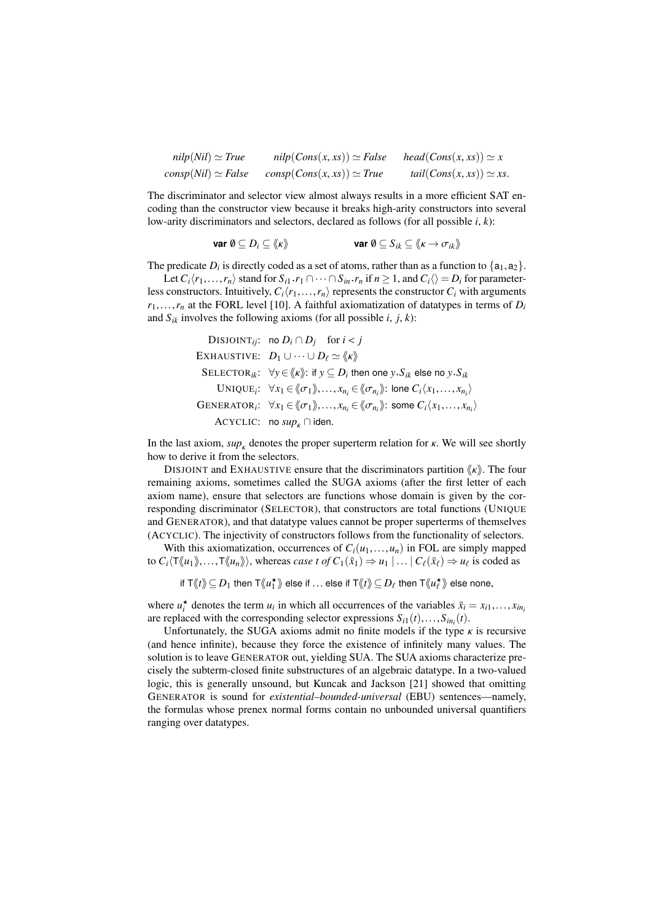$$nilp(Nil) \simeq True \qquad nilp(Cons(x, xs)) \simeq False \qquad head(Cons(x, xs)) \simeq x$$
$$consp(Nil) \simeq False \qquad consp(Cons(x, xs)) \simeq True \qquad tail(Cons(x, xs)) \simeq xs.$$

The discriminator and selector view almost always results in a more efficient SAT encoding than the constructor view because it breaks high-arity constructors into several low-arity discriminators and selectors, declared as follows (for all possible $i$, $k$):

$$\textbf{var}\ \emptyset \subseteq D_i \subseteq \langle\!\langle \kappa \rangle\!\rangle \qquad\qquad \textbf{var}\ \emptyset \subseteq S_{ik} \subseteq \langle\!\langle \kappa \to \sigma_{ik} \rangle\!\rangle$$

The predicate $D_i$ is directly coded as a set of atoms, rather than as a function to $\{\mathsf{a}_1, \mathsf{a}_2\}$.

Let $C_i\langle r_1, \ldots, r_n\rangle$ stand for $S_{i1}.r_1 \cap \cdots \cap S_{in}.r_n$ if $n \geq 1$, and $C_i\langle\rangle = D_i$ for parameterless constructors. Intuitively, $C_i\langle r_1, \ldots, r_n\rangle$ represents the constructor $C_i$ with arguments $r_1, \ldots, r_n$ at the FORL level [10]. A faithful axiomatization of datatypes in terms of $D_i$ and $S_{ik}$ involves the following axioms (for all possible $i$, $j$, $k$):

- DISJOINT$_{ij}$: $\mathsf{no}\ D_i \cap D_j$ for $i < j$
- EXHAUSTIVE: $D_1 \cup \cdots \cup D_\ell \simeq \langle\!\langle \kappa \rangle\!\rangle$
- SELECTOR$_{ik}$: $\forall y \in \langle\!\langle \kappa \rangle\!\rangle$: $\mathsf{if}\ y \subseteq D_i\ \mathsf{then\ one}\ y.S_{ik}\ \mathsf{else\ no}\ y.S_{ik}$
- UNIQUE$_i$: $\forall x_1 \in \langle\!\langle \sigma_1 \rangle\!\rangle, \ldots, x_{n_i} \in \langle\!\langle \sigma_{n_i} \rangle\!\rangle$: $\mathsf{lone}\ C_i\langle x_1, \ldots, x_{n_i}\rangle$
- GENERATOR$_i$: $\forall x_1 \in \langle\!\langle \sigma_1 \rangle\!\rangle, \ldots, x_{n_i} \in \langle\!\langle \sigma_{n_i} \rangle\!\rangle$: $\mathsf{some}\ C_i\langle x_1, \ldots, x_{n_i}\rangle$
- ACYCLIC: $\mathsf{no}\ sup_\kappa \cap \mathsf{iden}$.

In the last axiom, $sup_\kappa$ denotes the proper superterm relation for $\kappa$. We will see shortly how to derive it from the selectors.

DISJOINT and EXHAUSTIVE ensure that the discriminators partition $\langle\!\langle \kappa \rangle\!\rangle$. The four remaining axioms, sometimes called the SUGA axioms (after the first letter of each axiom name), ensure that selectors are functions whose domain is given by the corresponding discriminator (SELECTOR), that constructors are total functions (UNIQUE and GENERATOR), and that datatype values cannot be proper superterms of themselves (ACYCLIC). The injectivity of constructors follows from the functionality of selectors.

With this axiomatization, occurrences of $C_i(u_1, \ldots, u_n)$ in FOL are simply mapped to $C_i\langle \mathsf{T}\langle\!\langle u_1 \rangle\!\rangle, \ldots, \mathsf{T}\langle\!\langle u_n \rangle\!\rangle\rangle$, whereas *case t of* $C_1(\bar{x}_1) \Rightarrow u_1 \mid \ldots \mid C_\ell(\bar{x}_\ell) \Rightarrow u_\ell$ is coded as

$$\mathsf{if}\ \mathsf{T}\langle\!\langle t \rangle\!\rangle \subseteq D_1\ \mathsf{then}\ \mathsf{T}\langle\!\langle u_1^\star \rangle\!\rangle\ \mathsf{else\ if}\ \ldots\ \mathsf{else\ if}\ \mathsf{T}\langle\!\langle t \rangle\!\rangle \subseteq D_\ell\ \mathsf{then}\ \mathsf{T}\langle\!\langle u_\ell^\star \rangle\!\rangle\ \mathsf{else\ none},$$

where $u_i^\star$ denotes the term $u_i$ in which all occurrences of the variables $\bar{x}_i = x_{i1}, \ldots, x_{in_i}$ are replaced with the corresponding selector expressions $S_{i1}(t), \ldots, S_{in_i}(t)$.

Unfortunately, the SUGA axioms admit no finite models if the type $\kappa$ is recursive (and hence infinite), because they force the existence of infinitely many values. The solution is to leave GENERATOR out, yielding SUA. The SUA axioms characterize precisely the subterm-closed finite substructures of an algebraic datatype. In a two-valued logic, this is generally unsound, but Kuncak and Jackson [21] showed that omitting GENERATOR is sound for *existential–bounded-universal* (EBU) sentences—namely, the formulas whose prenex normal forms contain no unbounded universal quantifiers ranging over datatypes.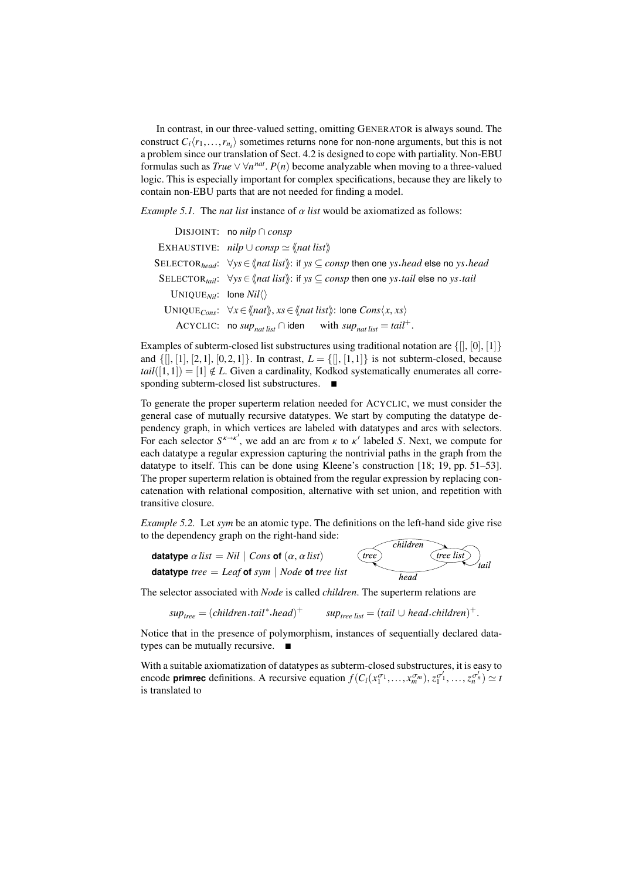In contrast, in our three-valued setting, omitting GENERATOR is always sound. The construct $C_i\langle r_1,\ldots,r_{n_i}\rangle$ sometimes returns none for non-none arguments, but this is not a problem since our translation of Sect. 4.2 is designed to cope with partiality. Non-EBU formulas such as $True \vee \forall n^{nat}.\, P(n)$ become analyzable when moving to a three-valued logic. This is especially important for complex specifications, because they are likely to contain non-EBU parts that are not needed for finding a model.

*Example 5.1.* The *nat list* instance of $\alpha$ *list* would be axiomatized as follows:

$$
\begin{array}{rl}
\text{DISJOINT:} & \mathsf{no}\ nilp \cap consp \\
\text{EXHAUSTIVE:} & nilp \cup consp \simeq \langle\!\langle nat\ list \rangle\!\rangle \\
\text{SELECTOR}_{head}\text{:} & \forall ys \in \langle\!\langle nat\ list \rangle\!\rangle\text{: if } ys \subseteq consp \text{ then one } ys.head \text{ else no } ys.head \\
\text{SELECTOR}_{tail}\text{:} & \forall ys \in \langle\!\langle nat\ list \rangle\!\rangle\text{: if } ys \subseteq consp \text{ then one } ys.tail \text{ else no } ys.tail \\
\text{UNIQUE}_{Nil}\text{:} & \mathsf{lone}\ Nil\langle\rangle \\
\text{UNIQUE}_{Cons}\text{:} & \forall x \in \langle\!\langle nat \rangle\!\rangle, xs \in \langle\!\langle nat\ list \rangle\!\rangle\text{: lone } Cons\langle x, xs\rangle \\
\text{ACYCLIC:} & \mathsf{no}\ sup_{nat\ list} \cap \mathsf{iden} \quad \text{ with } sup_{nat\ list} = tail^{+}.
\end{array}
$$

Examples of subterm-closed list substructures using traditional notation are $\{[], [0], [1]\}$ and $\{[], [1], [2,1], [0,2,1]\}$. In contrast, $L = \{[], [1,1]\}$ is not subterm-closed, because $tail([1,1]) = [1] \notin L$. Given a cardinality, Kodkod systematically enumerates all corresponding subterm-closed list substructures. ■

To generate the proper superterm relation needed for ACYCLIC, we must consider the general case of mutually recursive datatypes. We start by computing the datatype dependency graph, in which vertices are labeled with datatypes and arcs with selectors. For each selector $S^{\kappa \to \kappa'}$, we add an arc from $\kappa$ to $\kappa'$ labeled $S$. Next, we compute for each datatype a regular expression capturing the nontrivial paths in the graph from the datatype to itself. This can be done using Kleene's construction [18; 19, pp. 51–53]. The proper superterm relation is obtained from the regular expression by replacing concatenation with relational composition, alternative with set union, and repetition with transitive closure.

*Example 5.2.* Let *sym* be an atomic type. The definitions on the left-hand side give rise to the dependency graph on the right-hand side:

**datatype** $\alpha\ list = Nil \mid Cons$ **of** $(\alpha, \alpha\ list)$
**datatype** $tree = Leaf$ **of** $sym \mid Node$ **of** $tree\ list$

(Dependency graph: *tree* —*children*→ *tree list*; *tree list* —*head*→ *tree*; *tree list* —*tail*→ *tree list*)

The selector associated with *Node* is called *children*. The superterm relations are

$$sup_{tree} = (children.tail^{*}.head)^{+} \qquad sup_{tree\ list} = (tail \cup head.children)^{+}.$$

Notice that in the presence of polymorphism, instances of sequentially declared datatypes can be mutually recursive. ■

With a suitable axiomatization of datatypes as subterm-closed substructures, it is easy to encode **primrec** definitions. A recursive equation $f(C_i(x_1^{\sigma_1},\ldots,x_m^{\sigma_m}), z_1^{\sigma'_1},\ldots,z_n^{\sigma'_n}) \simeq t$ is translated to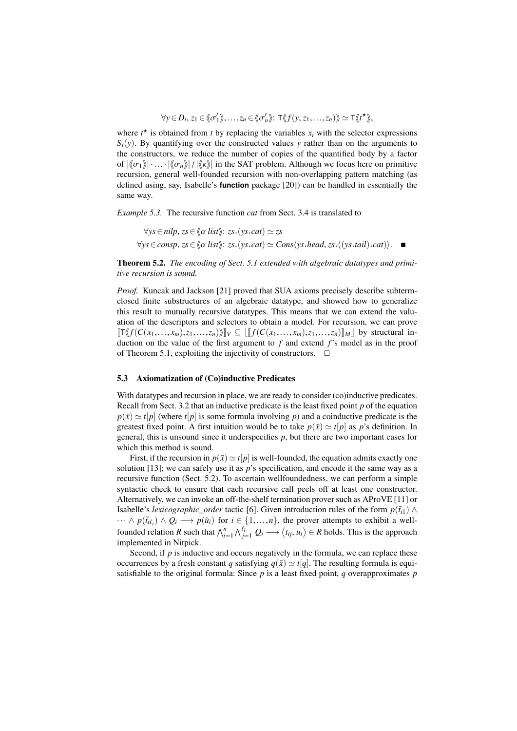$$\forall y \in D_i, z_1 \in \langle\!\langle \sigma'_1 \rangle\!\rangle, \ldots, z_n \in \langle\!\langle \sigma'_n \rangle\!\rangle \colon \mathsf{T}\langle\!\langle f(y, z_1, \ldots, z_n) \rangle\!\rangle \simeq \mathsf{T}\langle\!\langle t^\star \rangle\!\rangle,$$

where $t^\star$ is obtained from $t$ by replacing the variables $x_i$ with the selector expressions $S_i(y)$. By quantifying over the constructed values $y$ rather than on the arguments to the constructors, we reduce the number of copies of the quantified body by a factor of $|\langle\!\langle \sigma_1 \rangle\!\rangle| \cdot \ldots \cdot |\langle\!\langle \sigma_n \rangle\!\rangle| \,/\, |\langle\!\langle \kappa \rangle\!\rangle|$ in the SAT problem. Although we focus here on primitive recursion, general well-founded recursion with non-overlapping pattern matching (as defined using, say, Isabelle's **function** package [20]) can be handled in essentially the same way.

*Example 5.3.* The recursive function *cat* from Sect. 3.4 is translated to

$$\forall ys \in nilp, zs \in \langle\!\langle \alpha\ list \rangle\!\rangle \colon zs.(ys.cat) \simeq zs$$
$$\forall ys \in consp, zs \in \langle\!\langle \alpha\ list \rangle\!\rangle \colon zs.(ys.cat) \simeq Cons\langle ys.head, zs.((ys.tail).cat)\rangle. \quad \blacksquare$$

**Theorem 5.2.** *The encoding of Sect. 5.1 extended with algebraic datatypes and primitive recursion is sound.*

*Proof.* Kuncak and Jackson [21] proved that SUA axioms precisely describe subterm-closed finite substructures of an algebraic datatype, and showed how to generalize this result to mutually recursive datatypes. This means that we can extend the valuation of the descriptors and selectors to obtain a model. For recursion, we can prove $[\![\mathsf{T}\langle\!\langle f(C(x_1,\ldots,x_m), z_1,\ldots,z_n) \rangle\!\rangle]\!]_V \subseteq \lfloor [\![ f(C(x_1,\ldots,x_m), z_1,\ldots,z_n) ]\!]_M \rfloor$ by structural induction on the value of the first argument to $f$ and extend $f$'s model as in the proof of Theorem 5.1, exploiting the injectivity of constructors. $\square$

### 5.3 Axiomatization of (Co)inductive Predicates

With datatypes and recursion in place, we are ready to consider (co)inductive predicates. Recall from Sect. 3.2 that an inductive predicate is the least fixed point $p$ of the equation $p(\bar{x}) \simeq t[p]$ (where $t[p]$ is some formula involving $p$) and a coinductive predicate is the greatest fixed point. A first intuition would be to take $p(\bar{x}) \simeq t[p]$ as $p$'s definition. In general, this is unsound since it underspecifies $p$, but there are two important cases for which this method is sound.

First, if the recursion in $p(\bar{x}) \simeq t[p]$ is well-founded, the equation admits exactly one solution [13]; we can safely use it as $p$'s specification, and encode it the same way as a recursive function (Sect. 5.2). To ascertain wellfoundedness, we can perform a simple syntactic check to ensure that each recursive call peels off at least one constructor. Alternatively, we can invoke an off-the-shelf termination prover such as AProVE [11] or Isabelle's *lexicographic_order* tactic [6]. Given introduction rules of the form $p(\bar{t}_{i1}) \wedge \cdots \wedge p(\bar{t}_{i\ell_i}) \wedge Q_i \longrightarrow p(\bar{u}_i)$ for $i \in \{1,\ldots,n\}$, the prover attempts to exhibit a well-founded relation $R$ such that $\bigwedge_{i=1}^{n} \bigwedge_{j=1}^{\ell_i} Q_i \longrightarrow \langle t_{ij}, u_i \rangle \in R$ holds. This is the approach implemented in Nitpick.

Second, if $p$ is inductive and occurs negatively in the formula, we can replace these occurrences by a fresh constant $q$ satisfying $q(\bar{x}) \simeq t[q]$. The resulting formula is equisatisfiable to the original formula: Since $p$ is a least fixed point, $q$ overapproximates $p$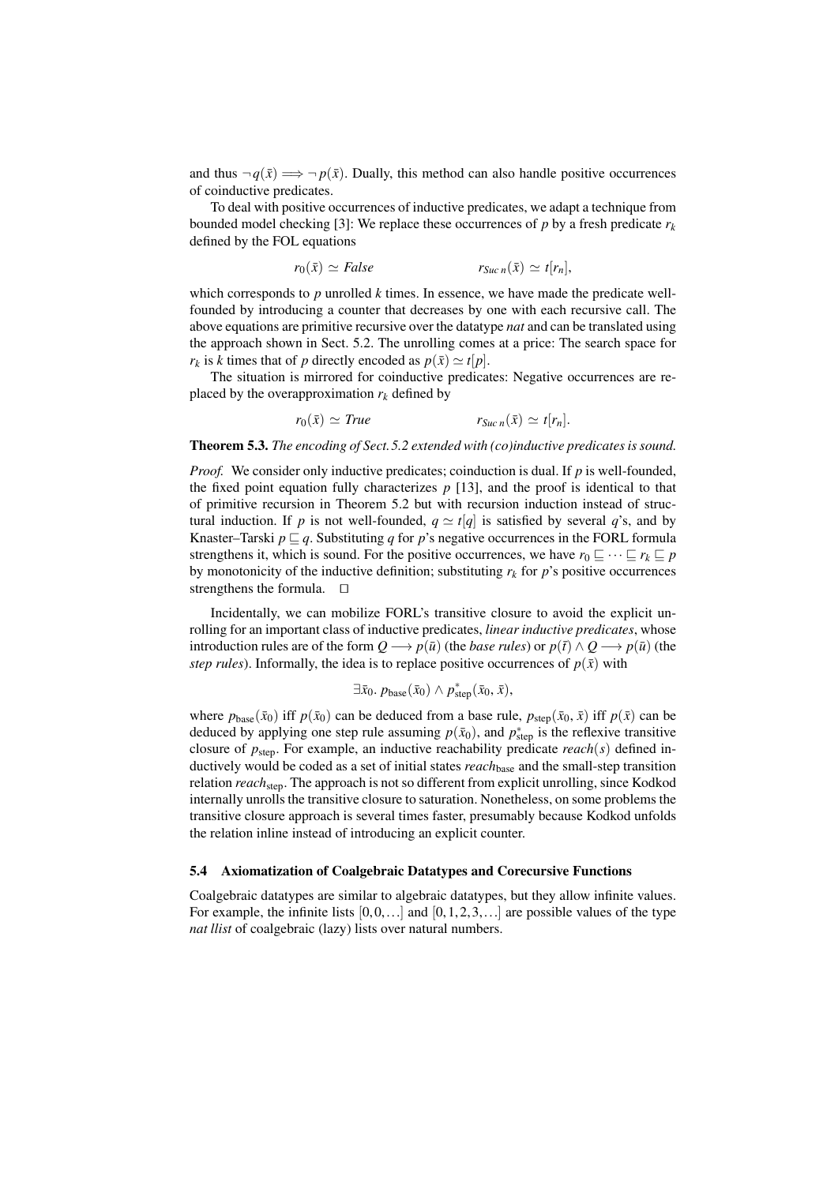and thus $\neg\, q(\bar{x}) \Longrightarrow \neg\, p(\bar{x})$. Dually, this method can also handle positive occurrences of coinductive predicates.

To deal with positive occurrences of inductive predicates, we adapt a technique from bounded model checking [3]: We replace these occurrences of $p$ by a fresh predicate $r_k$ defined by the FOL equations

$$r_0(\bar{x}) \simeq \mathit{False} \qquad\qquad r_{\mathit{Suc}\, n}(\bar{x}) \simeq t[r_n],$$

which corresponds to $p$ unrolled $k$ times. In essence, we have made the predicate well-founded by introducing a counter that decreases by one with each recursive call. The above equations are primitive recursive over the datatype *nat* and can be translated using the approach shown in Sect. 5.2. The unrolling comes at a price: The search space for $r_k$ is $k$ times that of $p$ directly encoded as $p(\bar{x}) \simeq t[p]$.

The situation is mirrored for coinductive predicates: Negative occurrences are replaced by the overapproximation $r_k$ defined by

$$r_0(\bar{x}) \simeq \mathit{True} \qquad\qquad r_{\mathit{Suc}\, n}(\bar{x}) \simeq t[r_n].$$

**Theorem 5.3.** *The encoding of Sect. 5.2 extended with (co)inductive predicates is sound.*

*Proof.* We consider only inductive predicates; coinduction is dual. If $p$ is well-founded, the fixed point equation fully characterizes $p$ [13], and the proof is identical to that of primitive recursion in Theorem 5.2 but with recursion induction instead of structural induction. If $p$ is not well-founded, $q \simeq t[q]$ is satisfied by several $q$'s, and by Knaster–Tarski $p \sqsubseteq q$. Substituting $q$ for $p$'s negative occurrences in the FORL formula strengthens it, which is sound. For the positive occurrences, we have $r_0 \sqsubseteq \cdots \sqsubseteq r_k \sqsubseteq p$ by monotonicity of the inductive definition; substituting $r_k$ for $p$'s positive occurrences strengthens the formula. $\square$

Incidentally, we can mobilize FORL's transitive closure to avoid the explicit unrolling for an important class of inductive predicates, *linear inductive predicates*, whose introduction rules are of the form $Q \longrightarrow p(\bar{u})$ (the *base rules*) or $p(\bar{t}) \wedge Q \longrightarrow p(\bar{u})$ (the *step rules*). Informally, the idea is to replace positive occurrences of $p(\bar{x})$ with

$$\exists \bar{x}_0.\; p_{\text{base}}(\bar{x}_0) \wedge p^{*}_{\text{step}}(\bar{x}_0, \bar{x}),$$

where $p_{\text{base}}(\bar{x}_0)$ iff $p(\bar{x}_0)$ can be deduced from a base rule, $p_{\text{step}}(\bar{x}_0, \bar{x})$ iff $p(\bar{x})$ can be deduced by applying one step rule assuming $p(\bar{x}_0)$, and $p^{*}_{\text{step}}$ is the reflexive transitive closure of $p_{\text{step}}$. For example, an inductive reachability predicate $\mathit{reach}(s)$ defined inductively would be coded as a set of initial states $\mathit{reach}_{\text{base}}$ and the small-step transition relation $\mathit{reach}_{\text{step}}$. The approach is not so different from explicit unrolling, since Kodkod internally unrolls the transitive closure to saturation. Nonetheless, on some problems the transitive closure approach is several times faster, presumably because Kodkod unfolds the relation inline instead of introducing an explicit counter.

### 5.4 Axiomatization of Coalgebraic Datatypes and Corecursive Functions

Coalgebraic datatypes are similar to algebraic datatypes, but they allow infinite values. For example, the infinite lists $[0, 0, \ldots]$ and $[0, 1, 2, 3, \ldots]$ are possible values of the type *nat llist* of coalgebraic (lazy) lists over natural numbers.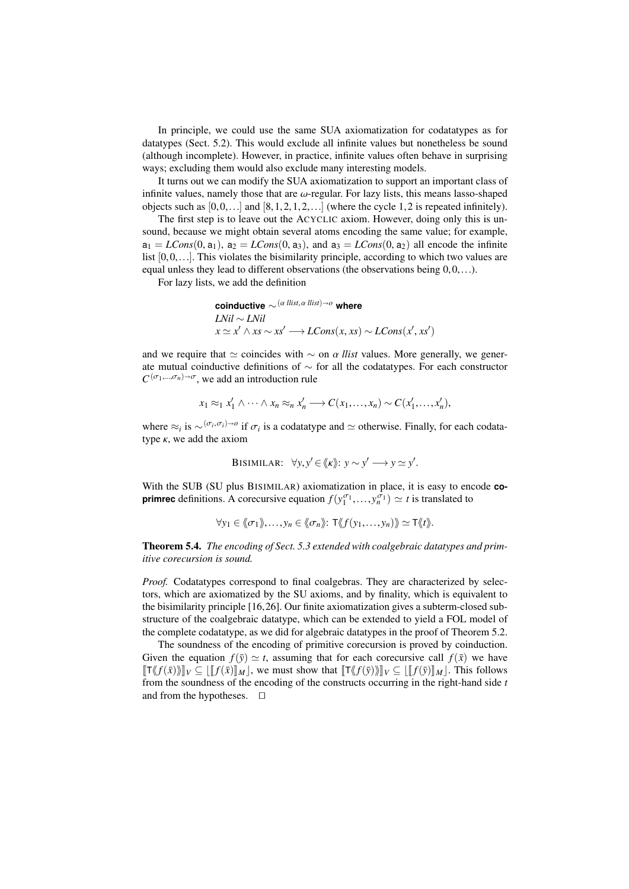In principle, we could use the same SUA axiomatization for codatatypes as for datatypes (Sect. 5.2). This would exclude all infinite values but nonetheless be sound (although incomplete). However, in practice, infinite values often behave in surprising ways; excluding them would also exclude many interesting models.

It turns out we can modify the SUA axiomatization to support an important class of infinite values, namely those that are $\omega$-regular. For lazy lists, this means lasso-shaped objects such as $[0,0,\ldots]$ and $[8,1,2,1,2,\ldots]$ (where the cycle $1,2$ is repeated infinitely).

The first step is to leave out the ACYCLIC axiom. However, doing only this is unsound, because we might obtain several atoms encoding the same value; for example, $\mathsf{a}_1 = LCons(0, \mathsf{a}_1)$, $\mathsf{a}_2 = LCons(0, \mathsf{a}_3)$, and $\mathsf{a}_3 = LCons(0, \mathsf{a}_2)$ all encode the infinite list $[0,0,\ldots]$. This violates the bisimilarity principle, according to which two values are equal unless they lead to different observations (the observations being $0,0,\ldots$).

For lazy lists, we add the definition

$$\textbf{coinductive} \sim^{(\alpha\ llist,\, \alpha\ llist) \to o} \textbf{where}$$
$$LNil \sim LNil$$
$$x \simeq x' \wedge xs \sim xs' \longrightarrow LCons(x, xs) \sim LCons(x', xs')$$

and we require that $\simeq$ coincides with $\sim$ on $\alpha\ llist$ values. More generally, we generate mutual coinductive definitions of $\sim$ for all the codatatypes. For each constructor $C^{(\sigma_1,\ldots,\sigma_n)\to\sigma}$, we add an introduction rule

$$x_1 \approx_1 x_1' \wedge \cdots \wedge x_n \approx_n x_n' \longrightarrow C(x_1,\ldots,x_n) \sim C(x_1',\ldots,x_n'),$$

where $\approx_i$ is $\sim^{(\sigma_i,\sigma_i)\to o}$ if $\sigma_i$ is a codatatype and $\simeq$ otherwise. Finally, for each codatatype $\kappa$, we add the axiom

$$\text{BISIMILAR:}\quad \forall y, y' \in \langle\!\langle \kappa \rangle\!\rangle\!:\ y \sim y' \longrightarrow y \simeq y'.$$

With the SUB (SU plus BISIMILAR) axiomatization in place, it is easy to encode **coprimrec** definitions. A corecursive equation $f(y_1^{\sigma_1},\ldots,y_n^{\sigma_1}) \simeq t$ is translated to

$$\forall y_1 \in \langle\!\langle \sigma_1 \rangle\!\rangle, \ldots, y_n \in \langle\!\langle \sigma_n \rangle\!\rangle\!:\ \mathsf{T}\langle\!\langle f(y_1,\ldots,y_n) \rangle\!\rangle \simeq \mathsf{T}\langle\!\langle t \rangle\!\rangle.$$

**Theorem 5.4.** *The encoding of Sect. 5.3 extended with coalgebraic datatypes and primitive corecursion is sound.*

*Proof.* Codatatypes correspond to final coalgebras. They are characterized by selectors, which are axiomatized by the SU axioms, and by finality, which is equivalent to the bisimilarity principle [16,26]. Our finite axiomatization gives a subterm-closed substructure of the coalgebraic datatype, which can be extended to yield a FOL model of the complete codatatype, as we did for algebraic datatypes in the proof of Theorem 5.2.

The soundness of the encoding of primitive corecursion is proved by coinduction. Given the equation $f(\bar{y}) \simeq t$, assuming that for each corecursive call $f(\bar{x})$ we have $[\![\mathsf{T}\langle\!\langle f(\bar{x}) \rangle\!\rangle]\!]_V \subseteq \lfloor [\![f(\bar{x})]\!]_M \rfloor$, we must show that $[\![\mathsf{T}\langle\!\langle f(\bar{y}) \rangle\!\rangle]\!]_V \subseteq \lfloor [\![f(\bar{y})]\!]_M \rfloor$. This follows from the soundness of the encoding of the constructs occurring in the right-hand side $t$ and from the hypotheses. $\square$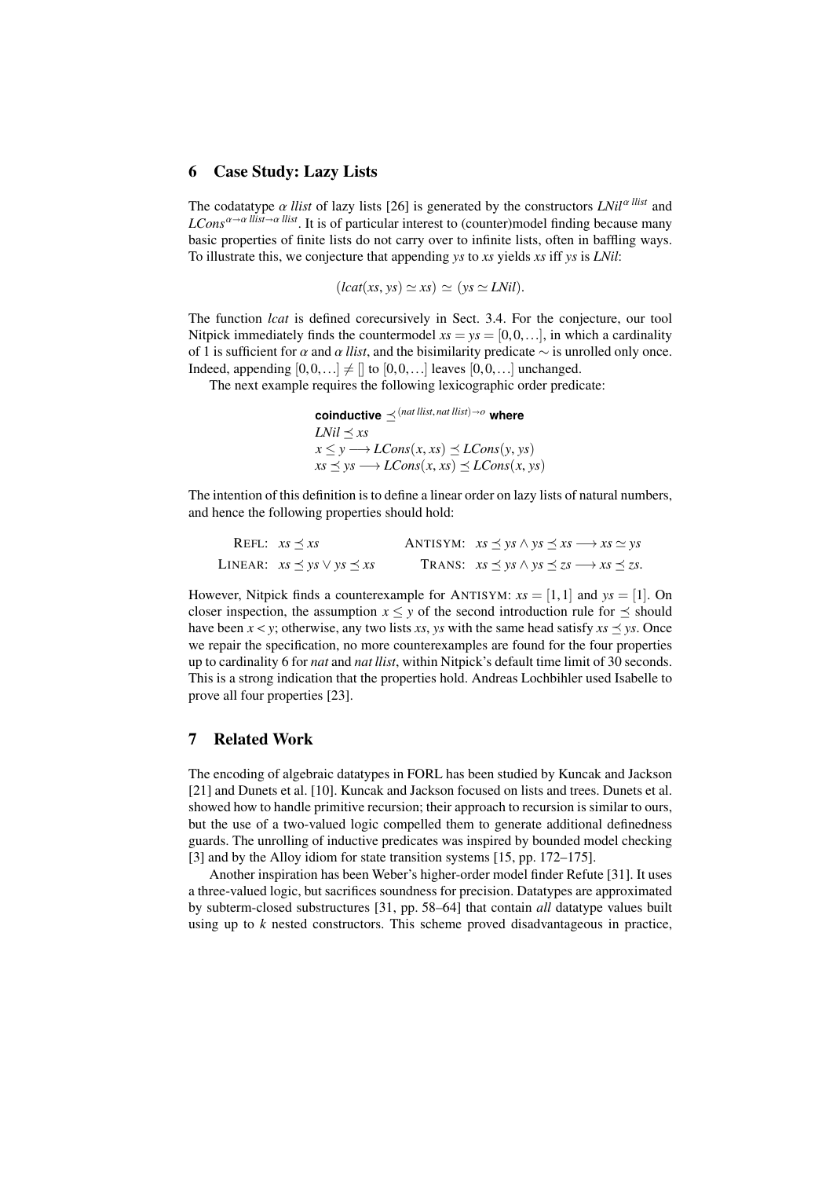## 6 Case Study: Lazy Lists

The codatatype $\alpha$ *llist* of lazy lists [26] is generated by the constructors $LNil^{\alpha\ llist}$ and $LCons^{\alpha \to \alpha\ llist \to \alpha\ llist}$. It is of particular interest to (counter)model finding because many basic properties of finite lists do not carry over to infinite lists, often in baffling ways. To illustrate this, we conjecture that appending *ys* to *xs* yields *xs* iff *ys* is *LNil*:

$$(lcat(xs, ys) \simeq xs) \simeq (ys \simeq LNil).$$

The function *lcat* is defined corecursively in Sect. 3.4. For the conjecture, our tool Nitpick immediately finds the countermodel $xs = ys = [0, 0, \ldots]$, in which a cardinality of 1 is sufficient for $\alpha$ and $\alpha$ *llist*, and the bisimilarity predicate $\sim$ is unrolled only once. Indeed, appending $[0, 0, \ldots] \neq []$ to $[0, 0, \ldots]$ leaves $[0, 0, \ldots]$ unchanged.

The next example requires the following lexicographic order predicate:

$$\begin{array}{l}
\textbf{coinductive}\ \preceq^{(nat\ llist,\ nat\ llist) \to o}\ \textbf{where} \\
LNil \preceq xs \\
x \leq y \longrightarrow LCons(x, xs) \preceq LCons(y, ys) \\
xs \preceq ys \longrightarrow LCons(x, xs) \preceq LCons(x, ys)
\end{array}$$

The intention of this definition is to define a linear order on lazy lists of natural numbers, and hence the following properties should hold:

$$\begin{array}{llll}
\text{REFL:} & xs \preceq xs & \text{ANTISYM:} & xs \preceq ys \land ys \preceq xs \longrightarrow xs \simeq ys \\
\text{LINEAR:} & xs \preceq ys \lor ys \preceq xs & \text{TRANS:} & xs \preceq ys \land ys \preceq zs \longrightarrow xs \preceq zs.
\end{array}$$

However, Nitpick finds a counterexample for ANTISYM: $xs = [1, 1]$ and $ys = [1]$. On closer inspection, the assumption $x \leq y$ of the second introduction rule for $\preceq$ should have been $x < y$; otherwise, any two lists *xs*, *ys* with the same head satisfy $xs \preceq ys$. Once we repair the specification, no more counterexamples are found for the four properties up to cardinality 6 for *nat* and *nat llist*, within Nitpick's default time limit of 30 seconds. This is a strong indication that the properties hold. Andreas Lochbihler used Isabelle to prove all four properties [23].

## 7 Related Work

The encoding of algebraic datatypes in FORL has been studied by Kuncak and Jackson [21] and Dunets et al. [10]. Kuncak and Jackson focused on lists and trees. Dunets et al. showed how to handle primitive recursion; their approach to recursion is similar to ours, but the use of a two-valued logic compelled them to generate additional definedness guards. The unrolling of inductive predicates was inspired by bounded model checking [3] and by the Alloy idiom for state transition systems [15, pp. 172–175].

Another inspiration has been Weber's higher-order model finder Refute [31]. It uses a three-valued logic, but sacrifices soundness for precision. Datatypes are approximated by subterm-closed substructures [31, pp. 58–64] that contain *all* datatype values built using up to $k$ nested constructors. This scheme proved disadvantageous in practice,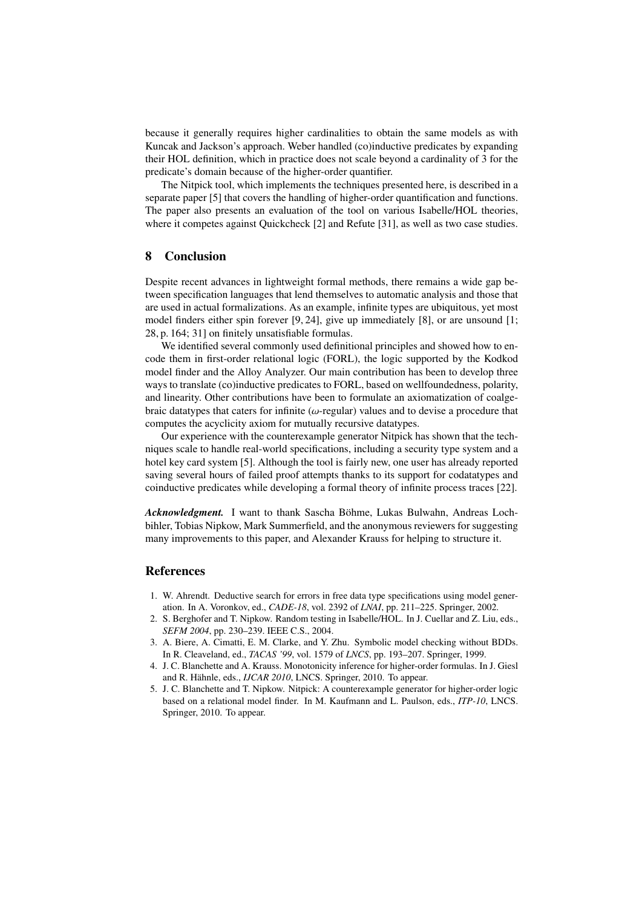because it generally requires higher cardinalities to obtain the same models as with Kuncak and Jackson's approach. Weber handled (co)inductive predicates by expanding their HOL definition, which in practice does not scale beyond a cardinality of 3 for the predicate's domain because of the higher-order quantifier.

The Nitpick tool, which implements the techniques presented here, is described in a separate paper [5] that covers the handling of higher-order quantification and functions. The paper also presents an evaluation of the tool on various Isabelle/HOL theories, where it competes against Quickcheck [2] and Refute [31], as well as two case studies.

## 8 Conclusion

Despite recent advances in lightweight formal methods, there remains a wide gap between specification languages that lend themselves to automatic analysis and those that are used in actual formalizations. As an example, infinite types are ubiquitous, yet most model finders either spin forever [9, 24], give up immediately [8], or are unsound [1; 28, p. 164; 31] on finitely unsatisfiable formulas.

We identified several commonly used definitional principles and showed how to encode them in first-order relational logic (FORL), the logic supported by the Kodkod model finder and the Alloy Analyzer. Our main contribution has been to develop three ways to translate (co)inductive predicates to FORL, based on wellfoundedness, polarity, and linearity. Other contributions have been to formulate an axiomatization of coalgebraic datatypes that caters for infinite ($\omega$-regular) values and to devise a procedure that computes the acyclicity axiom for mutually recursive datatypes.

Our experience with the counterexample generator Nitpick has shown that the techniques scale to handle real-world specifications, including a security type system and a hotel key card system [5]. Although the tool is fairly new, one user has already reported saving several hours of failed proof attempts thanks to its support for codatatypes and coinductive predicates while developing a formal theory of infinite process traces [22].

***Acknowledgment.*** I want to thank Sascha Böhme, Lukas Bulwahn, Andreas Lochbihler, Tobias Nipkow, Mark Summerfield, and the anonymous reviewers for suggesting many improvements to this paper, and Alexander Krauss for helping to structure it.

## References

1. W. Ahrendt. Deductive search for errors in free data type specifications using model generation. In A. Voronkov, ed., *CADE-18*, vol. 2392 of *LNAI*, pp. 211–225. Springer, 2002.
2. S. Berghofer and T. Nipkow. Random testing in Isabelle/HOL. In J. Cuellar and Z. Liu, eds., *SEFM 2004*, pp. 230–239. IEEE C.S., 2004.
3. A. Biere, A. Cimatti, E. M. Clarke, and Y. Zhu. Symbolic model checking without BDDs. In R. Cleaveland, ed., *TACAS '99*, vol. 1579 of *LNCS*, pp. 193–207. Springer, 1999.
4. J. C. Blanchette and A. Krauss. Monotonicity inference for higher-order formulas. In J. Giesl and R. Hähnle, eds., *IJCAR 2010*, LNCS. Springer, 2010. To appear.
5. J. C. Blanchette and T. Nipkow. Nitpick: A counterexample generator for higher-order logic based on a relational model finder. In M. Kaufmann and L. Paulson, eds., *ITP-10*, LNCS. Springer, 2010. To appear.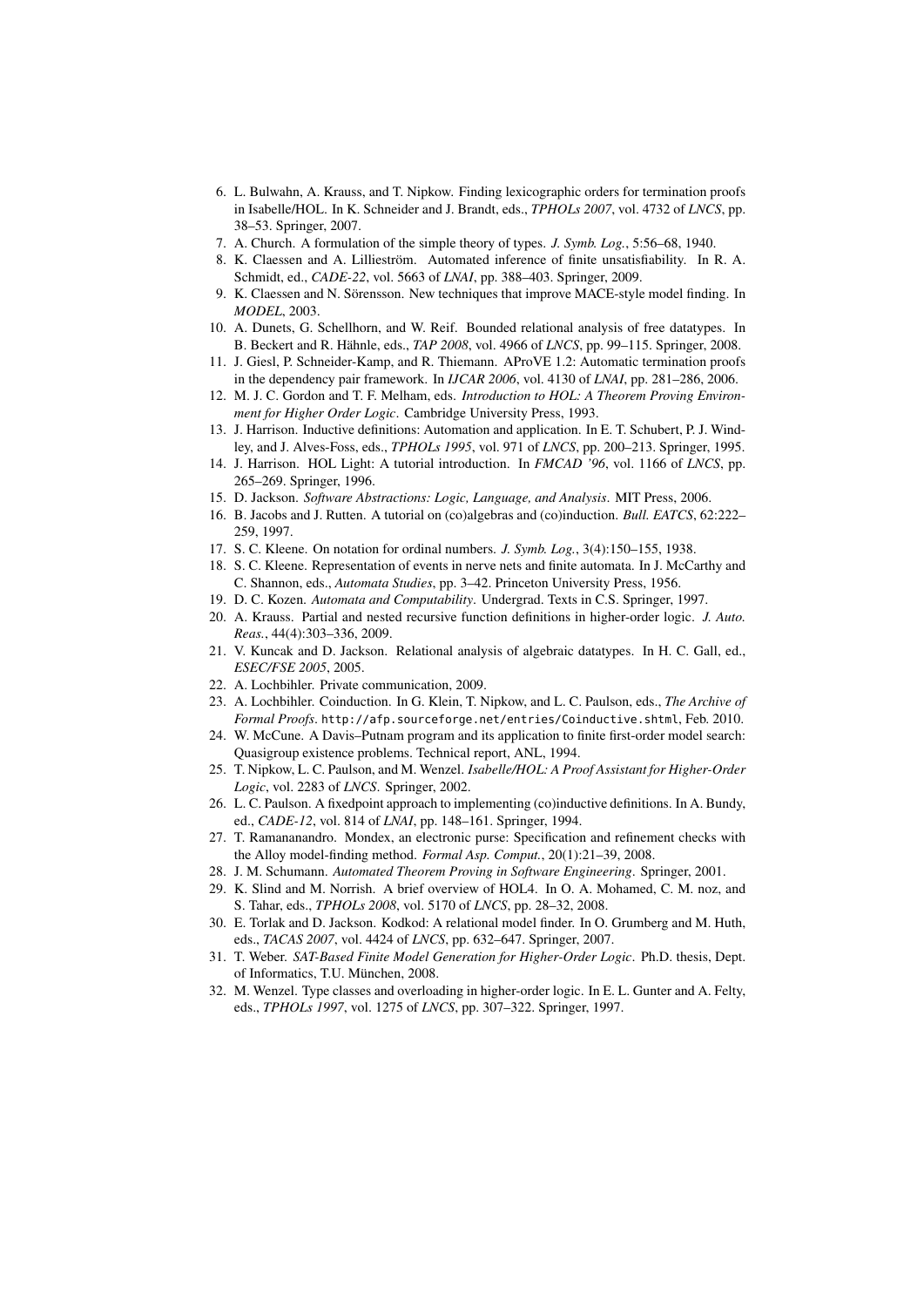6. L. Bulwahn, A. Krauss, and T. Nipkow. Finding lexicographic orders for termination proofs in Isabelle/HOL. In K. Schneider and J. Brandt, eds., *TPHOLs 2007*, vol. 4732 of *LNCS*, pp. 38–53. Springer, 2007.
7. A. Church. A formulation of the simple theory of types. *J. Symb. Log.*, 5:56–68, 1940.
8. K. Claessen and A. Lillieström. Automated inference of finite unsatisfiability. In R. A. Schmidt, ed., *CADE-22*, vol. 5663 of *LNAI*, pp. 388–403. Springer, 2009.
9. K. Claessen and N. Sörensson. New techniques that improve MACE-style model finding. In *MODEL*, 2003.
10. A. Dunets, G. Schellhorn, and W. Reif. Bounded relational analysis of free datatypes. In B. Beckert and R. Hähnle, eds., *TAP 2008*, vol. 4966 of *LNCS*, pp. 99–115. Springer, 2008.
11. J. Giesl, P. Schneider-Kamp, and R. Thiemann. AProVE 1.2: Automatic termination proofs in the dependency pair framework. In *IJCAR 2006*, vol. 4130 of *LNAI*, pp. 281–286, 2006.
12. M. J. C. Gordon and T. F. Melham, eds. *Introduction to HOL: A Theorem Proving Environment for Higher Order Logic*. Cambridge University Press, 1993.
13. J. Harrison. Inductive definitions: Automation and application. In E. T. Schubert, P. J. Windley, and J. Alves-Foss, eds., *TPHOLs 1995*, vol. 971 of *LNCS*, pp. 200–213. Springer, 1995.
14. J. Harrison. HOL Light: A tutorial introduction. In *FMCAD '96*, vol. 1166 of *LNCS*, pp. 265–269. Springer, 1996.
15. D. Jackson. *Software Abstractions: Logic, Language, and Analysis*. MIT Press, 2006.
16. B. Jacobs and J. Rutten. A tutorial on (co)algebras and (co)induction. *Bull. EATCS*, 62:222–259, 1997.
17. S. C. Kleene. On notation for ordinal numbers. *J. Symb. Log.*, 3(4):150–155, 1938.
18. S. C. Kleene. Representation of events in nerve nets and finite automata. In J. McCarthy and C. Shannon, eds., *Automata Studies*, pp. 3–42. Princeton University Press, 1956.
19. D. C. Kozen. *Automata and Computability*. Undergrad. Texts in C.S. Springer, 1997.
20. A. Krauss. Partial and nested recursive function definitions in higher-order logic. *J. Auto. Reas.*, 44(4):303–336, 2009.
21. V. Kuncak and D. Jackson. Relational analysis of algebraic datatypes. In H. C. Gall, ed., *ESEC/FSE 2005*, 2005.
22. A. Lochbihler. Private communication, 2009.
23. A. Lochbihler. Coinduction. In G. Klein, T. Nipkow, and L. C. Paulson, eds., *The Archive of Formal Proofs*. http://afp.sourceforge.net/entries/Coinductive.shtml, Feb. 2010.
24. W. McCune. A Davis–Putnam program and its application to finite first-order model search: Quasigroup existence problems. Technical report, ANL, 1994.
25. T. Nipkow, L. C. Paulson, and M. Wenzel. *Isabelle/HOL: A Proof Assistant for Higher-Order Logic*, vol. 2283 of *LNCS*. Springer, 2002.
26. L. C. Paulson. A fixedpoint approach to implementing (co)inductive definitions. In A. Bundy, ed., *CADE-12*, vol. 814 of *LNAI*, pp. 148–161. Springer, 1994.
27. T. Ramananandro. Mondex, an electronic purse: Specification and refinement checks with the Alloy model-finding method. *Formal Asp. Comput.*, 20(1):21–39, 2008.
28. J. M. Schumann. *Automated Theorem Proving in Software Engineering*. Springer, 2001.
29. K. Slind and M. Norrish. A brief overview of HOL4. In O. A. Mohamed, C. M. noz, and S. Tahar, eds., *TPHOLs 2008*, vol. 5170 of *LNCS*, pp. 28–32, 2008.
30. E. Torlak and D. Jackson. Kodkod: A relational model finder. In O. Grumberg and M. Huth, eds., *TACAS 2007*, vol. 4424 of *LNCS*, pp. 632–647. Springer, 2007.
31. T. Weber. *SAT-Based Finite Model Generation for Higher-Order Logic*. Ph.D. thesis, Dept. of Informatics, T.U. München, 2008.
32. M. Wenzel. Type classes and overloading in higher-order logic. In E. L. Gunter and A. Felty, eds., *TPHOLs 1997*, vol. 1275 of *LNCS*, pp. 307–322. Springer, 1997.